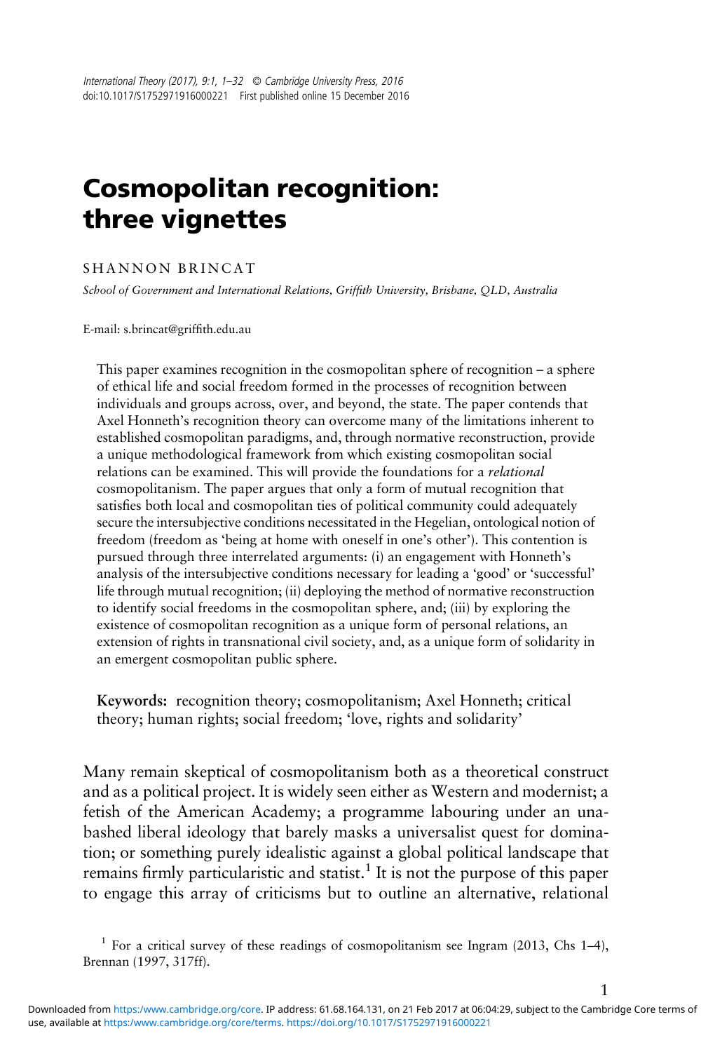# Cosmopolitan recognition: three vignettes

SHANNON BRINCAT

*School of Government and International Relations, Griffith University, Brisbane, QLD, Australia*

E-mail: s.brincat@griffith.edu.au

This paper examines recognition in the cosmopolitan sphere of recognition – a sphere of ethical life and social freedom formed in the processes of recognition between individuals and groups across, over, and beyond, the state. The paper contends that Axel Honneth's recognition theory can overcome many of the limitations inherent to established cosmopolitan paradigms, and, through normative reconstruction, provide a unique methodological framework from which existing cosmopolitan social relations can be examined. This will provide the foundations for a *relational* cosmopolitanism. The paper argues that only a form of mutual recognition that satisfies both local and cosmopolitan ties of political community could adequately secure the intersubjective conditions necessitated in the Hegelian, ontological notion of freedom (freedom as 'being at home with oneself in one's other'). This contention is pursued through three interrelated arguments: (i) an engagement with Honneth's analysis of the intersubjective conditions necessary for leading a 'good' or 'successful' life through mutual recognition; (ii) deploying the method of normative reconstruction to identify social freedoms in the cosmopolitan sphere, and; (iii) by exploring the existence of cosmopolitan recognition as a unique form of personal relations, an extension of rights in transnational civil society, and, as a unique form of solidarity in an emergent cosmopolitan public sphere.

**Keywords:** recognition theory; cosmopolitanism; Axel Honneth; critical theory; human rights; social freedom; 'love, rights and solidarity'

Many remain skeptical of cosmopolitanism both as a theoretical construct and as a political project. It is widely seen either as Western and modernist; a fetish of the American Academy; a programme labouring under an unabashed liberal ideology that barely masks a universalist quest for domination; or something purely idealistic against a global political landscape that remains firmly particularistic and statist.[1] It is not the purpose of this paper to engage this array of criticisms but to outline an alternative, relational

[1] For a critical survey of these readings of cosmopolitanism see Ingram (2013, Chs 1–4), Brennan (1997, 317ff).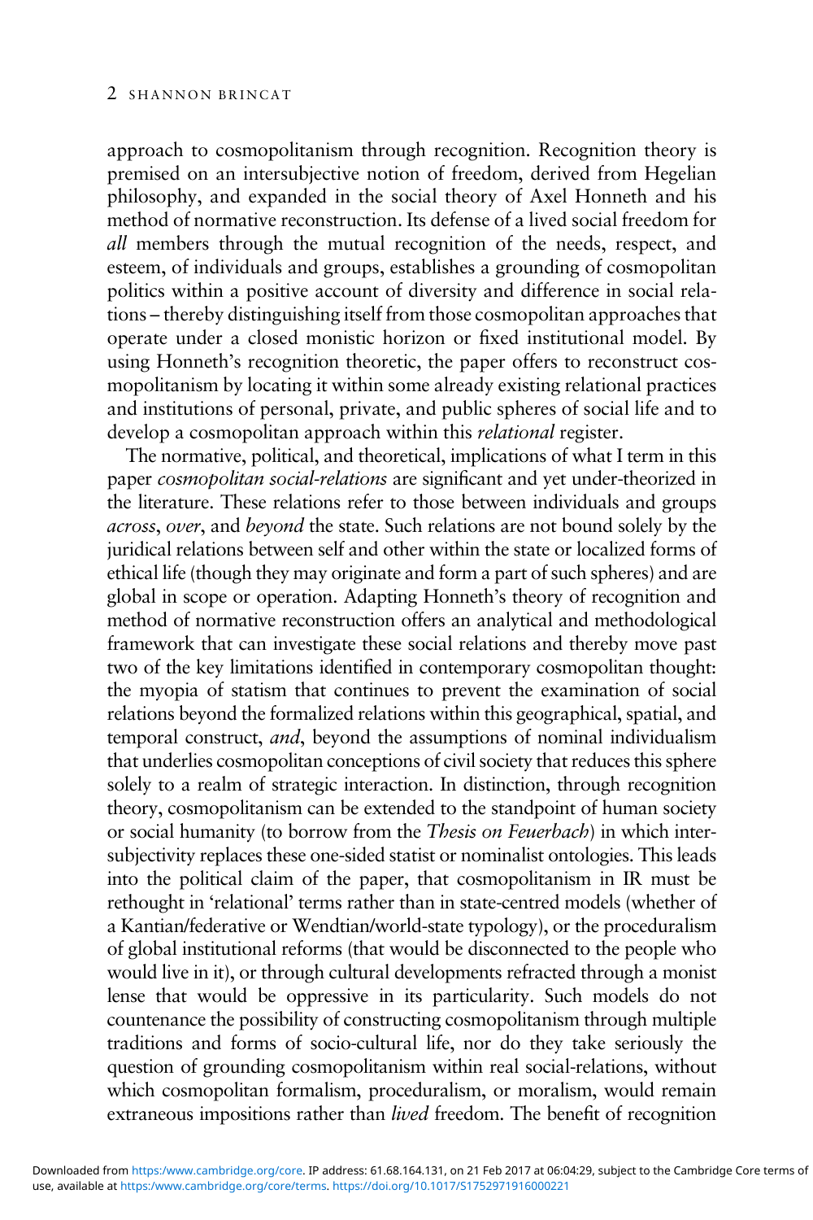approach to cosmopolitanism through recognition. Recognition theory is premised on an intersubjective notion of freedom, derived from Hegelian philosophy, and expanded in the social theory of Axel Honneth and his method of normative reconstruction. Its defense of a lived social freedom for *all* members through the mutual recognition of the needs, respect, and esteem, of individuals and groups, establishes a grounding of cosmopolitan politics within a positive account of diversity and difference in social relations – thereby distinguishing itself from those cosmopolitan approaches that operate under a closed monistic horizon or fixed institutional model. By using Honneth's recognition theoretic, the paper offers to reconstruct cosmopolitanism by locating it within some already existing relational practices and institutions of personal, private, and public spheres of social life and to develop a cosmopolitan approach within this *relational* register.

The normative, political, and theoretical, implications of what I term in this paper *cosmopolitan social-relations* are significant and yet under-theorized in the literature. These relations refer to those between individuals and groups *across*, *over*, and *beyond* the state. Such relations are not bound solely by the juridical relations between self and other within the state or localized forms of ethical life (though they may originate and form a part of such spheres) and are global in scope or operation. Adapting Honneth's theory of recognition and method of normative reconstruction offers an analytical and methodological framework that can investigate these social relations and thereby move past two of the key limitations identified in contemporary cosmopolitan thought: the myopia of statism that continues to prevent the examination of social relations beyond the formalized relations within this geographical, spatial, and temporal construct, *and*, beyond the assumptions of nominal individualism that underlies cosmopolitan conceptions of civil society that reduces this sphere solely to a realm of strategic interaction. In distinction, through recognition theory, cosmopolitanism can be extended to the standpoint of human society or social humanity (to borrow from the *Thesis on Feuerbach*) in which intersubjectivity replaces these one-sided statist or nominalist ontologies. This leads into the political claim of the paper, that cosmopolitanism in IR must be rethought in 'relational' terms rather than in state-centred models (whether of a Kantian/federative or Wendtian/world-state typology), or the proceduralism of global institutional reforms (that would be disconnected to the people who would live in it), or through cultural developments refracted through a monist lense that would be oppressive in its particularity. Such models do not countenance the possibility of constructing cosmopolitanism through multiple traditions and forms of socio-cultural life, nor do they take seriously the question of grounding cosmopolitanism within real social-relations, without which cosmopolitan formalism, proceduralism, or moralism, would remain extraneous impositions rather than *lived* freedom. The benefit of recognition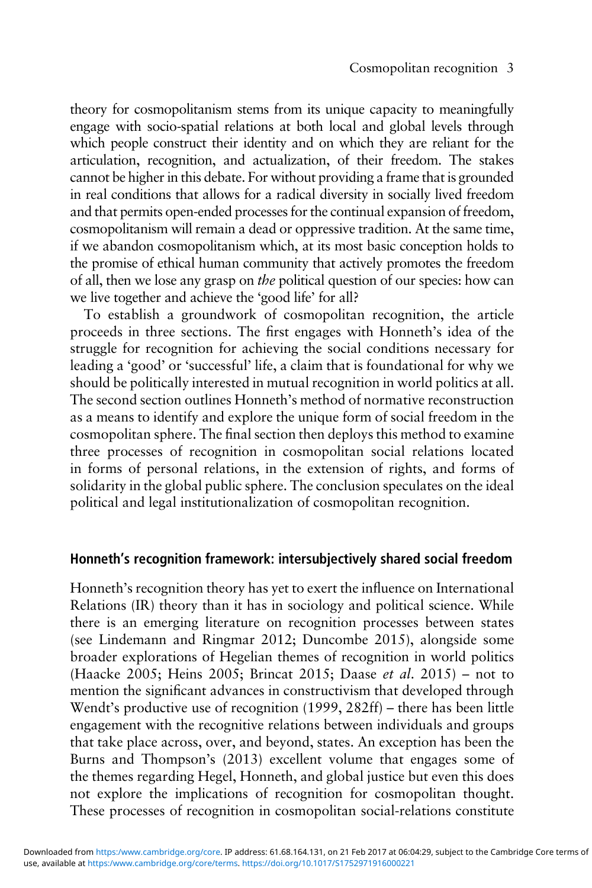theory for cosmopolitanism stems from its unique capacity to meaningfully engage with socio-spatial relations at both local and global levels through which people construct their identity and on which they are reliant for the articulation, recognition, and actualization, of their freedom. The stakes cannot be higher in this debate. For without providing a frame that is grounded in real conditions that allows for a radical diversity in socially lived freedom and that permits open-ended processes for the continual expansion of freedom, cosmopolitanism will remain a dead or oppressive tradition. At the same time, if we abandon cosmopolitanism which, at its most basic conception holds to the promise of ethical human community that actively promotes the freedom of all, then we lose any grasp on *the* political question of our species: how can we live together and achieve the 'good life' for all?

To establish a groundwork of cosmopolitan recognition, the article proceeds in three sections. The first engages with Honneth's idea of the struggle for recognition for achieving the social conditions necessary for leading a 'good' or 'successful' life, a claim that is foundational for why we should be politically interested in mutual recognition in world politics at all. The second section outlines Honneth's method of normative reconstruction as a means to identify and explore the unique form of social freedom in the cosmopolitan sphere. The final section then deploys this method to examine three processes of recognition in cosmopolitan social relations located in forms of personal relations, in the extension of rights, and forms of solidarity in the global public sphere. The conclusion speculates on the ideal political and legal institutionalization of cosmopolitan recognition.

## Honneth's recognition framework: intersubjectively shared social freedom

Honneth's recognition theory has yet to exert the influence on International Relations (IR) theory than it has in sociology and political science. While there is an emerging literature on recognition processes between states (see Lindemann and Ringmar 2012; Duncombe 2015), alongside some broader explorations of Hegelian themes of recognition in world politics (Haacke 2005; Heins 2005; Brincat 2015; Daase *et al*. 2015) – not to mention the significant advances in constructivism that developed through Wendt's productive use of recognition (1999, 282ff) – there has been little engagement with the recognitive relations between individuals and groups that take place across, over, and beyond, states. An exception has been the Burns and Thompson's (2013) excellent volume that engages some of the themes regarding Hegel, Honneth, and global justice but even this does not explore the implications of recognition for cosmopolitan thought. These processes of recognition in cosmopolitan social-relations constitute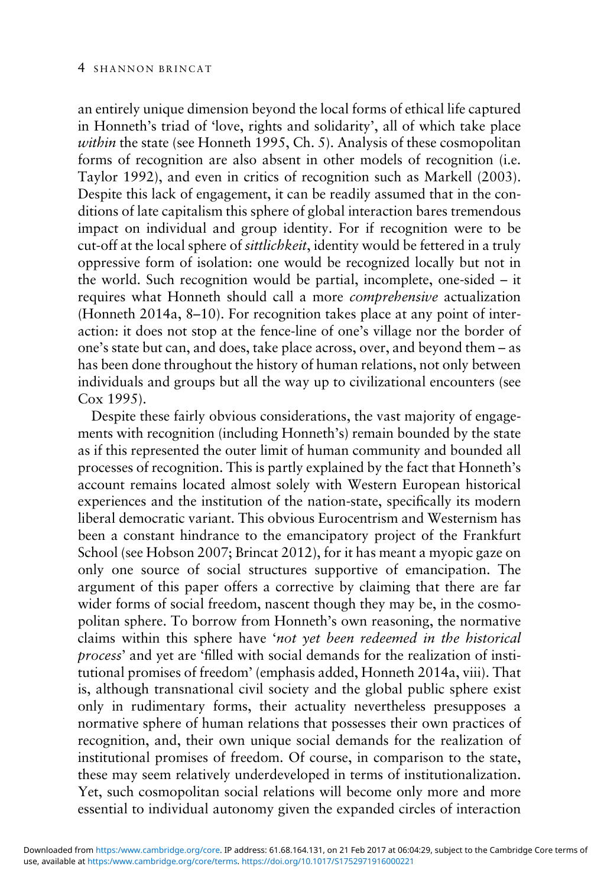an entirely unique dimension beyond the local forms of ethical life captured in Honneth's triad of 'love, rights and solidarity', all of which take place *within* the state (see Honneth 1995, Ch. 5). Analysis of these cosmopolitan forms of recognition are also absent in other models of recognition (i.e. Taylor 1992), and even in critics of recognition such as Markell (2003). Despite this lack of engagement, it can be readily assumed that in the conditions of late capitalism this sphere of global interaction bares tremendous impact on individual and group identity. For if recognition were to be cut-off at the local sphere of *sittlichkeit*, identity would be fettered in a truly oppressive form of isolation: one would be recognized locally but not in the world. Such recognition would be partial, incomplete, one-sided – it requires what Honneth should call a more *comprehensive* actualization (Honneth 2014a, 8–10). For recognition takes place at any point of interaction: it does not stop at the fence-line of one's village nor the border of one's state but can, and does, take place across, over, and beyond them – as has been done throughout the history of human relations, not only between individuals and groups but all the way up to civilizational encounters (see Cox 1995).

Despite these fairly obvious considerations, the vast majority of engagements with recognition (including Honneth's) remain bounded by the state as if this represented the outer limit of human community and bounded all processes of recognition. This is partly explained by the fact that Honneth's account remains located almost solely with Western European historical experiences and the institution of the nation-state, specifically its modern liberal democratic variant. This obvious Eurocentrism and Westernism has been a constant hindrance to the emancipatory project of the Frankfurt School (see Hobson 2007; Brincat 2012), for it has meant a myopic gaze on only one source of social structures supportive of emancipation. The argument of this paper offers a corrective by claiming that there are far wider forms of social freedom, nascent though they may be, in the cosmopolitan sphere. To borrow from Honneth's own reasoning, the normative claims within this sphere have '*not yet been redeemed in the historical process*' and yet are 'filled with social demands for the realization of institutional promises of freedom' (emphasis added, Honneth 2014a, viii). That is, although transnational civil society and the global public sphere exist only in rudimentary forms, their actuality nevertheless presupposes a normative sphere of human relations that possesses their own practices of recognition, and, their own unique social demands for the realization of institutional promises of freedom. Of course, in comparison to the state, these may seem relatively underdeveloped in terms of institutionalization. Yet, such cosmopolitan social relations will become only more and more essential to individual autonomy given the expanded circles of interaction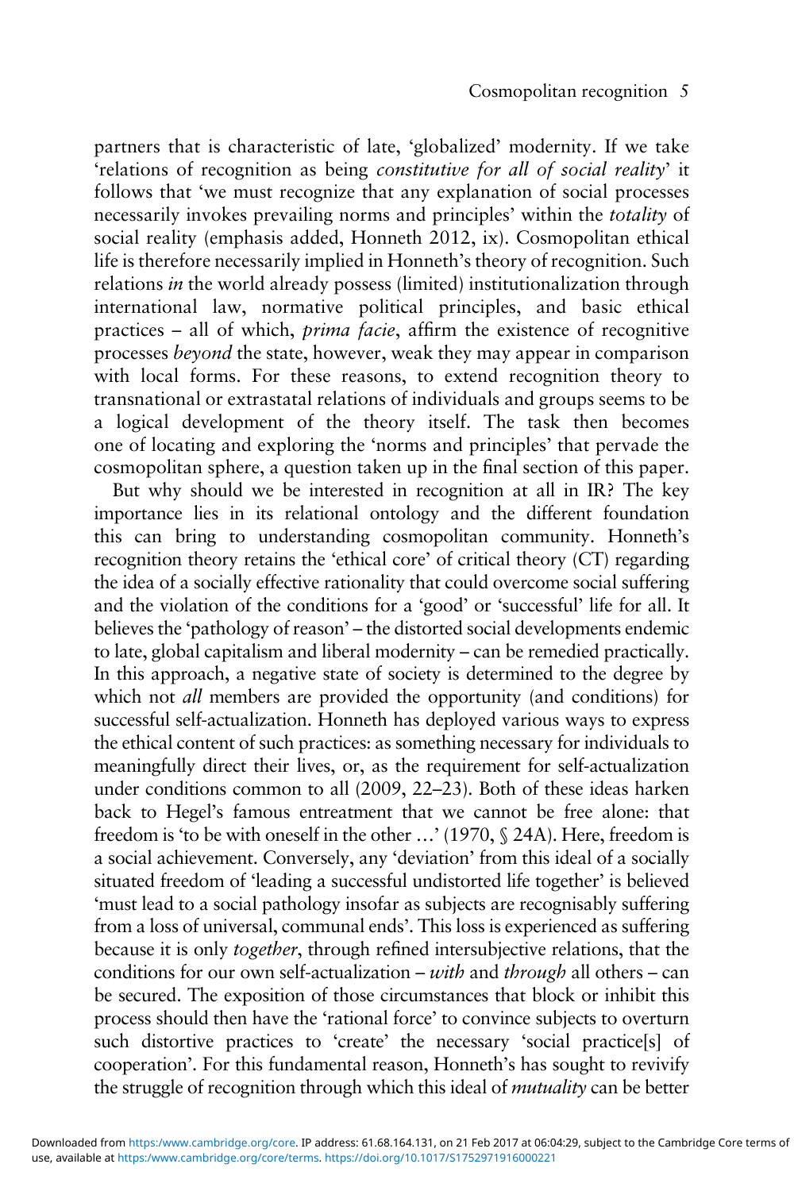partners that is characteristic of late, 'globalized' modernity. If we take 'relations of recognition as being *constitutive for all of social reality*' it follows that 'we must recognize that any explanation of social processes necessarily invokes prevailing norms and principles' within the *totality* of social reality (emphasis added, Honneth 2012, ix). Cosmopolitan ethical life is therefore necessarily implied in Honneth's theory of recognition. Such relations *in* the world already possess (limited) institutionalization through international law, normative political principles, and basic ethical practices – all of which, *prima facie*, affirm the existence of recognitive processes *beyond* the state, however, weak they may appear in comparison with local forms. For these reasons, to extend recognition theory to transnational or extrastatal relations of individuals and groups seems to be a logical development of the theory itself. The task then becomes one of locating and exploring the 'norms and principles' that pervade the cosmopolitan sphere, a question taken up in the final section of this paper.

But why should we be interested in recognition at all in IR? The key importance lies in its relational ontology and the different foundation this can bring to understanding cosmopolitan community. Honneth's recognition theory retains the 'ethical core' of critical theory (CT) regarding the idea of a socially effective rationality that could overcome social suffering and the violation of the conditions for a 'good' or 'successful' life for all. It believes the 'pathology of reason' – the distorted social developments endemic to late, global capitalism and liberal modernity – can be remedied practically. In this approach, a negative state of society is determined to the degree by which not *all* members are provided the opportunity (and conditions) for successful self-actualization. Honneth has deployed various ways to express the ethical content of such practices: as something necessary for individuals to meaningfully direct their lives, or, as the requirement for self-actualization under conditions common to all (2009, 22–23). Both of these ideas harken back to Hegel's famous entreatment that we cannot be free alone: that freedom is 'to be with oneself in the other …' (1970, § 24A). Here, freedom is a social achievement. Conversely, any 'deviation' from this ideal of a socially situated freedom of 'leading a successful undistorted life together' is believed 'must lead to a social pathology insofar as subjects are recognisably suffering from a loss of universal, communal ends'. This loss is experienced as suffering because it is only *together*, through refined intersubjective relations, that the conditions for our own self-actualization – *with* and *through* all others – can be secured. The exposition of those circumstances that block or inhibit this process should then have the 'rational force' to convince subjects to overturn such distortive practices to 'create' the necessary 'social practice[s] of cooperation'. For this fundamental reason, Honneth's has sought to revivify the struggle of recognition through which this ideal of *mutuality* can be better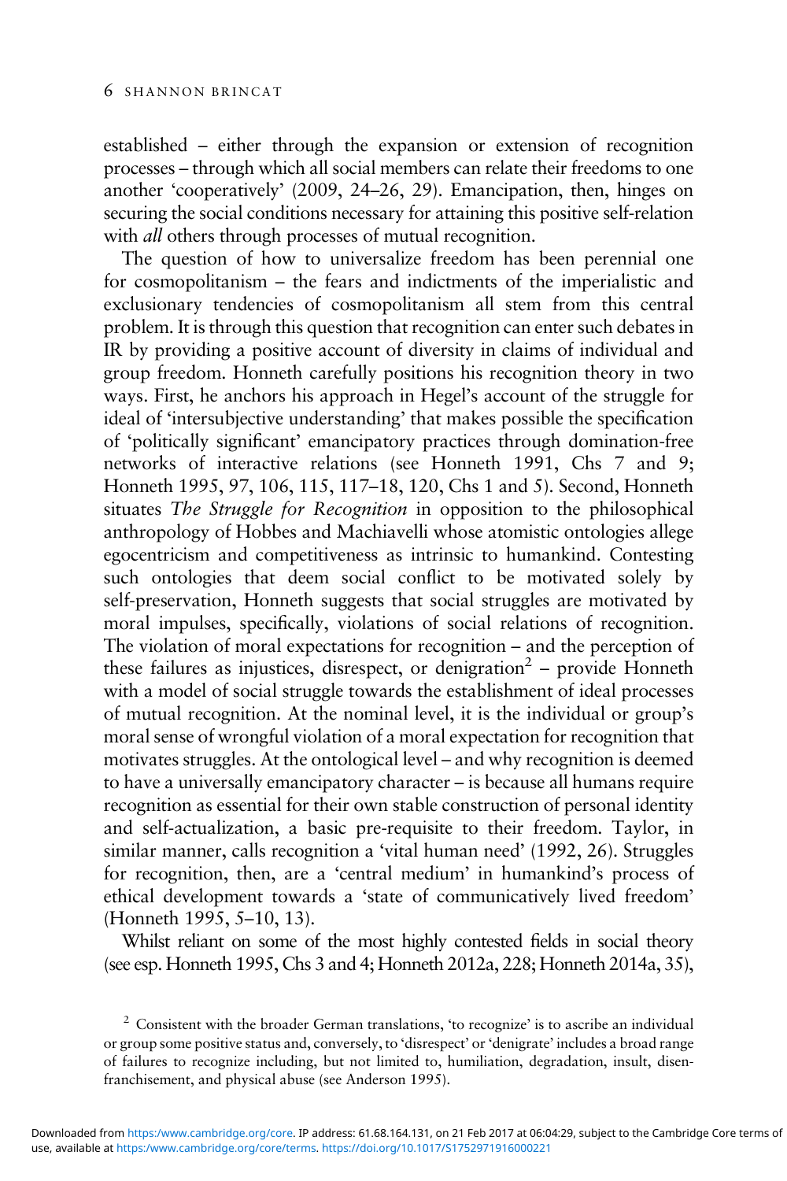established – either through the expansion or extension of recognition processes – through which all social members can relate their freedoms to one another 'cooperatively' (2009, 24–26, 29). Emancipation, then, hinges on securing the social conditions necessary for attaining this positive self-relation with *all* others through processes of mutual recognition.

The question of how to universalize freedom has been perennial one for cosmopolitanism – the fears and indictments of the imperialistic and exclusionary tendencies of cosmopolitanism all stem from this central problem. It is through this question that recognition can enter such debates in IR by providing a positive account of diversity in claims of individual and group freedom. Honneth carefully positions his recognition theory in two ways. First, he anchors his approach in Hegel's account of the struggle for ideal of 'intersubjective understanding' that makes possible the specification of 'politically significant' emancipatory practices through domination-free networks of interactive relations (see Honneth 1991, Chs 7 and 9; Honneth 1995, 97, 106, 115, 117–18, 120, Chs 1 and 5). Second, Honneth situates *The Struggle for Recognition* in opposition to the philosophical anthropology of Hobbes and Machiavelli whose atomistic ontologies allege egocentricism and competitiveness as intrinsic to humankind. Contesting such ontologies that deem social conflict to be motivated solely by self-preservation, Honneth suggests that social struggles are motivated by moral impulses, specifically, violations of social relations of recognition. The violation of moral expectations for recognition – and the perception of these failures as injustices, disrespect, or denigration[2] – provide Honneth with a model of social struggle towards the establishment of ideal processes of mutual recognition. At the nominal level, it is the individual or group's moral sense of wrongful violation of a moral expectation for recognition that motivates struggles. At the ontological level – and why recognition is deemed to have a universally emancipatory character – is because all humans require recognition as essential for their own stable construction of personal identity and self-actualization, a basic pre-requisite to their freedom. Taylor, in similar manner, calls recognition a 'vital human need' (1992, 26). Struggles for recognition, then, are a 'central medium' in humankind's process of ethical development towards a 'state of communicatively lived freedom' (Honneth 1995, 5–10, 13).

Whilst reliant on some of the most highly contested fields in social theory (see esp. Honneth 1995, Chs 3 and 4; Honneth 2012a, 228; Honneth 2014a, 35),

[2] Consistent with the broader German translations, 'to recognize' is to ascribe an individual or group some positive status and, conversely, to 'disrespect' or 'denigrate' includes a broad range of failures to recognize including, but not limited to, humiliation, degradation, insult, disenfranchisement, and physical abuse (see Anderson 1995).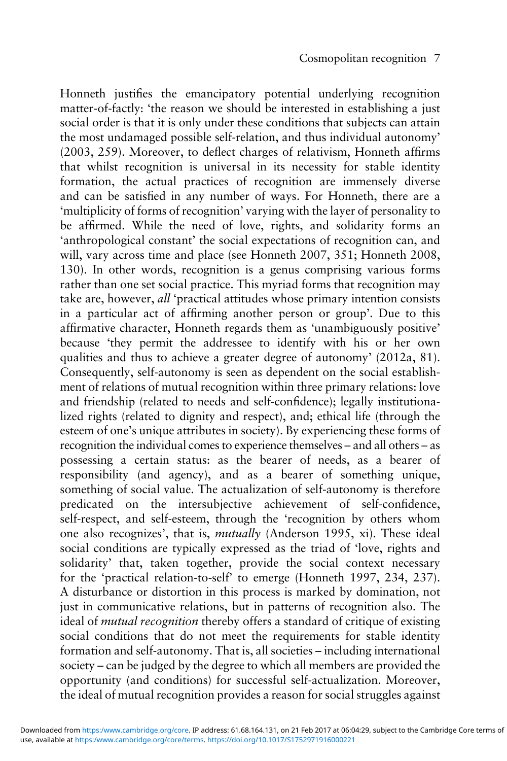Honneth justifies the emancipatory potential underlying recognition matter-of-factly: 'the reason we should be interested in establishing a just social order is that it is only under these conditions that subjects can attain the most undamaged possible self-relation, and thus individual autonomy' (2003, 259). Moreover, to deflect charges of relativism, Honneth affirms that whilst recognition is universal in its necessity for stable identity formation, the actual practices of recognition are immensely diverse and can be satisfied in any number of ways. For Honneth, there are a 'multiplicity of forms of recognition' varying with the layer of personality to be affirmed. While the need of love, rights, and solidarity forms an 'anthropological constant' the social expectations of recognition can, and will, vary across time and place (see Honneth 2007, 351; Honneth 2008, 130). In other words, recognition is a genus comprising various forms rather than one set social practice. This myriad forms that recognition may take are, however, *all* 'practical attitudes whose primary intention consists in a particular act of affirming another person or group'. Due to this affirmative character, Honneth regards them as 'unambiguously positive' because 'they permit the addressee to identify with his or her own qualities and thus to achieve a greater degree of autonomy' (2012a, 81). Consequently, self-autonomy is seen as dependent on the social establishment of relations of mutual recognition within three primary relations: love and friendship (related to needs and self-confidence); legally institutionalized rights (related to dignity and respect), and; ethical life (through the esteem of one's unique attributes in society). By experiencing these forms of recognition the individual comes to experience themselves – and all others – as possessing a certain status: as the bearer of needs, as a bearer of responsibility (and agency), and as a bearer of something unique, something of social value. The actualization of self-autonomy is therefore predicated on the intersubjective achievement of self-confidence, self-respect, and self-esteem, through the 'recognition by others whom one also recognizes', that is, *mutually* (Anderson 1995, xi). These ideal social conditions are typically expressed as the triad of 'love, rights and solidarity' that, taken together, provide the social context necessary for the 'practical relation-to-self' to emerge (Honneth 1997, 234, 237). A disturbance or distortion in this process is marked by domination, not just in communicative relations, but in patterns of recognition also. The ideal of *mutual recognition* thereby offers a standard of critique of existing social conditions that do not meet the requirements for stable identity formation and self-autonomy. That is, all societies – including international society – can be judged by the degree to which all members are provided the opportunity (and conditions) for successful self-actualization. Moreover, the ideal of mutual recognition provides a reason for social struggles against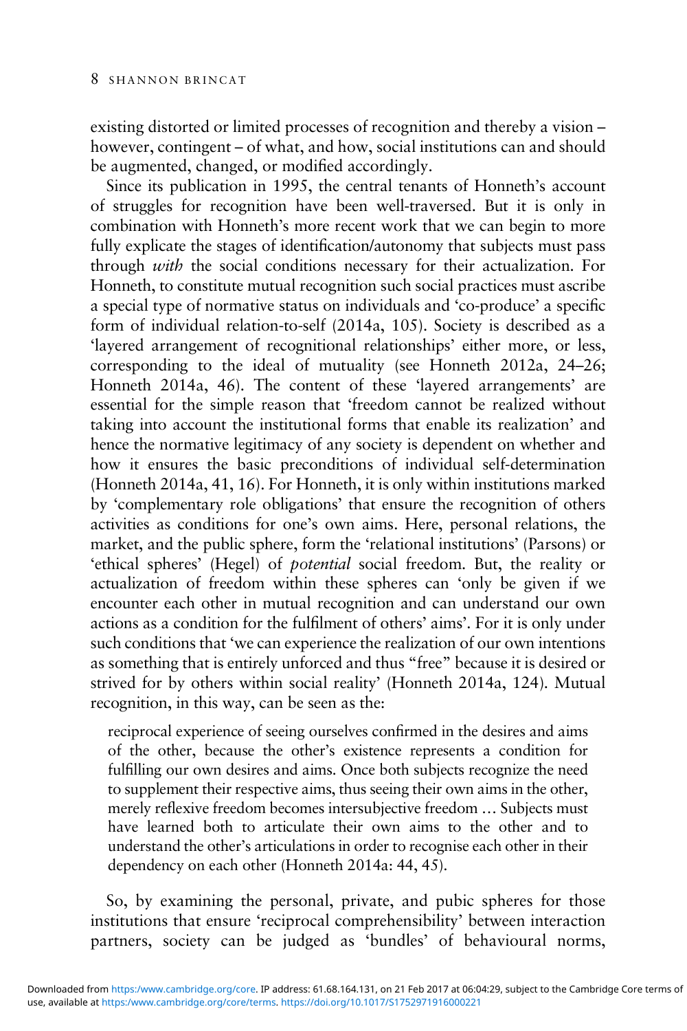existing distorted or limited processes of recognition and thereby a vision – however, contingent – of what, and how, social institutions can and should be augmented, changed, or modified accordingly.

Since its publication in 1995, the central tenants of Honneth's account of struggles for recognition have been well-traversed. But it is only in combination with Honneth's more recent work that we can begin to more fully explicate the stages of identification/autonomy that subjects must pass through *with* the social conditions necessary for their actualization. For Honneth, to constitute mutual recognition such social practices must ascribe a special type of normative status on individuals and 'co-produce' a specific form of individual relation-to-self (2014a, 105). Society is described as a 'layered arrangement of recognitional relationships' either more, or less, corresponding to the ideal of mutuality (see Honneth 2012a, 24–26; Honneth 2014a, 46). The content of these 'layered arrangements' are essential for the simple reason that 'freedom cannot be realized without taking into account the institutional forms that enable its realization' and hence the normative legitimacy of any society is dependent on whether and how it ensures the basic preconditions of individual self-determination (Honneth 2014a, 41, 16). For Honneth, it is only within institutions marked by 'complementary role obligations' that ensure the recognition of others activities as conditions for one's own aims. Here, personal relations, the market, and the public sphere, form the 'relational institutions' (Parsons) or 'ethical spheres' (Hegel) of *potential* social freedom. But, the reality or actualization of freedom within these spheres can 'only be given if we encounter each other in mutual recognition and can understand our own actions as a condition for the fulfilment of others' aims'. For it is only under such conditions that 'we can experience the realization of our own intentions as something that is entirely unforced and thus "free" because it is desired or strived for by others within social reality' (Honneth 2014a, 124). Mutual recognition, in this way, can be seen as the:

> reciprocal experience of seeing ourselves confirmed in the desires and aims of the other, because the other's existence represents a condition for fulfilling our own desires and aims. Once both subjects recognize the need to supplement their respective aims, thus seeing their own aims in the other, merely reflexive freedom becomes intersubjective freedom … Subjects must have learned both to articulate their own aims to the other and to understand the other's articulations in order to recognise each other in their dependency on each other (Honneth 2014a: 44, 45).

So, by examining the personal, private, and pubic spheres for those institutions that ensure 'reciprocal comprehensibility' between interaction partners, society can be judged as 'bundles' of behavioural norms,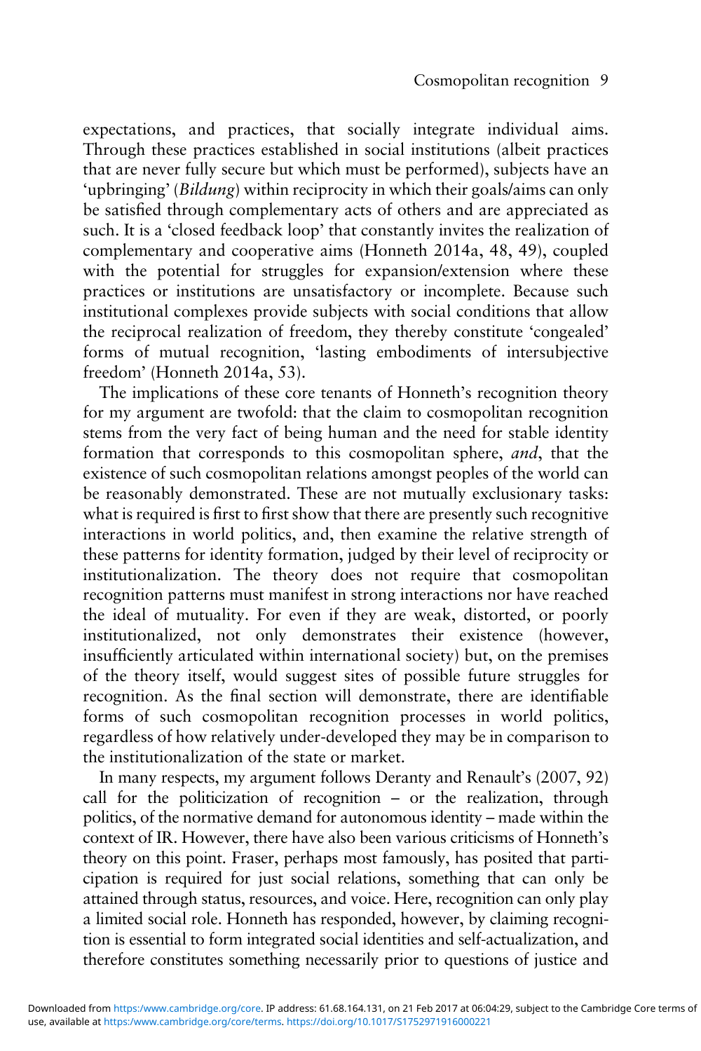expectations, and practices, that socially integrate individual aims. Through these practices established in social institutions (albeit practices that are never fully secure but which must be performed), subjects have an 'upbringing' (*Bildung*) within reciprocity in which their goals/aims can only be satisfied through complementary acts of others and are appreciated as such. It is a 'closed feedback loop' that constantly invites the realization of complementary and cooperative aims (Honneth 2014a, 48, 49), coupled with the potential for struggles for expansion/extension where these practices or institutions are unsatisfactory or incomplete. Because such institutional complexes provide subjects with social conditions that allow the reciprocal realization of freedom, they thereby constitute 'congealed' forms of mutual recognition, 'lasting embodiments of intersubjective freedom' (Honneth 2014a, 53).

The implications of these core tenants of Honneth's recognition theory for my argument are twofold: that the claim to cosmopolitan recognition stems from the very fact of being human and the need for stable identity formation that corresponds to this cosmopolitan sphere, *and*, that the existence of such cosmopolitan relations amongst peoples of the world can be reasonably demonstrated. These are not mutually exclusionary tasks: what is required is first to first show that there are presently such recognitive interactions in world politics, and, then examine the relative strength of these patterns for identity formation, judged by their level of reciprocity or institutionalization. The theory does not require that cosmopolitan recognition patterns must manifest in strong interactions nor have reached the ideal of mutuality. For even if they are weak, distorted, or poorly institutionalized, not only demonstrates their existence (however, insufficiently articulated within international society) but, on the premises of the theory itself, would suggest sites of possible future struggles for recognition. As the final section will demonstrate, there are identifiable forms of such cosmopolitan recognition processes in world politics, regardless of how relatively under-developed they may be in comparison to the institutionalization of the state or market.

In many respects, my argument follows Deranty and Renault's (2007, 92) call for the politicization of recognition – or the realization, through politics, of the normative demand for autonomous identity – made within the context of IR. However, there have also been various criticisms of Honneth's theory on this point. Fraser, perhaps most famously, has posited that participation is required for just social relations, something that can only be attained through status, resources, and voice. Here, recognition can only play a limited social role. Honneth has responded, however, by claiming recognition is essential to form integrated social identities and self-actualization, and therefore constitutes something necessarily prior to questions of justice and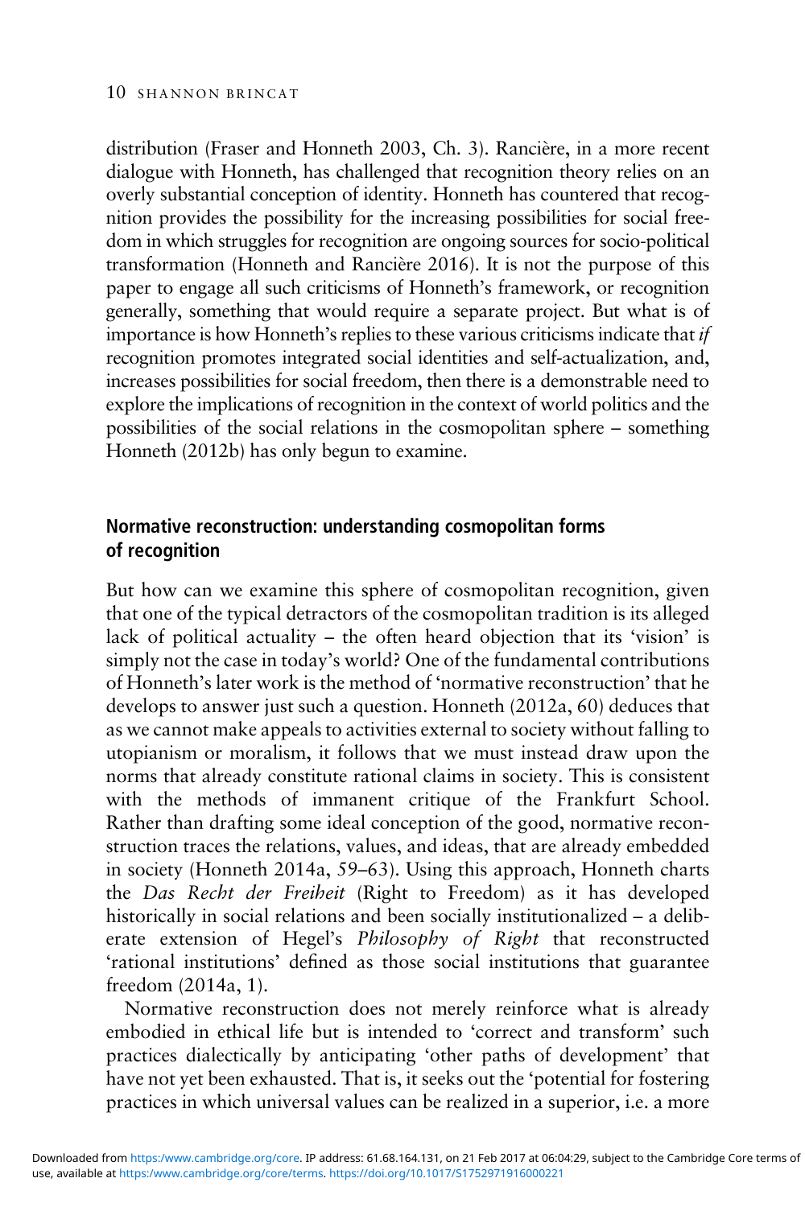distribution (Fraser and Honneth 2003, Ch. 3). Rancière, in a more recent dialogue with Honneth, has challenged that recognition theory relies on an overly substantial conception of identity. Honneth has countered that recognition provides the possibility for the increasing possibilities for social freedom in which struggles for recognition are ongoing sources for socio-political transformation (Honneth and Rancière 2016). It is not the purpose of this paper to engage all such criticisms of Honneth's framework, or recognition generally, something that would require a separate project. But what is of importance is how Honneth's replies to these various criticisms indicate that *if* recognition promotes integrated social identities and self-actualization, and, increases possibilities for social freedom, then there is a demonstrable need to explore the implications of recognition in the context of world politics and the possibilities of the social relations in the cosmopolitan sphere – something Honneth (2012b) has only begun to examine.

## Normative reconstruction: understanding cosmopolitan forms of recognition

But how can we examine this sphere of cosmopolitan recognition, given that one of the typical detractors of the cosmopolitan tradition is its alleged lack of political actuality – the often heard objection that its 'vision' is simply not the case in today's world? One of the fundamental contributions of Honneth's later work is the method of 'normative reconstruction' that he develops to answer just such a question. Honneth (2012a, 60) deduces that as we cannot make appeals to activities external to society without falling to utopianism or moralism, it follows that we must instead draw upon the norms that already constitute rational claims in society. This is consistent with the methods of immanent critique of the Frankfurt School. Rather than drafting some ideal conception of the good, normative reconstruction traces the relations, values, and ideas, that are already embedded in society (Honneth 2014a, 59–63). Using this approach, Honneth charts the *Das Recht der Freiheit* (Right to Freedom) as it has developed historically in social relations and been socially institutionalized – a deliberate extension of Hegel's *Philosophy of Right* that reconstructed 'rational institutions' defined as those social institutions that guarantee freedom (2014a, 1).

Normative reconstruction does not merely reinforce what is already embodied in ethical life but is intended to 'correct and transform' such practices dialectically by anticipating 'other paths of development' that have not yet been exhausted. That is, it seeks out the 'potential for fostering practices in which universal values can be realized in a superior, i.e. a more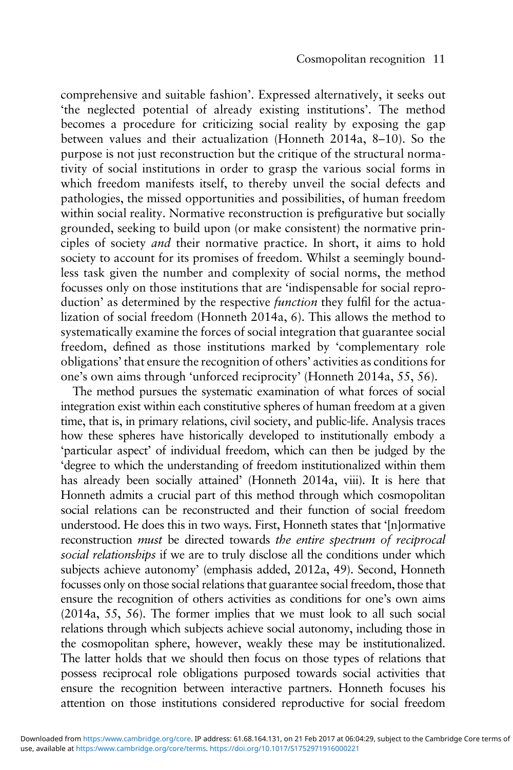comprehensive and suitable fashion'. Expressed alternatively, it seeks out 'the neglected potential of already existing institutions'. The method becomes a procedure for criticizing social reality by exposing the gap between values and their actualization (Honneth 2014a, 8–10). So the purpose is not just reconstruction but the critique of the structural normativity of social institutions in order to grasp the various social forms in which freedom manifests itself, to thereby unveil the social defects and pathologies, the missed opportunities and possibilities, of human freedom within social reality. Normative reconstruction is prefigurative but socially grounded, seeking to build upon (or make consistent) the normative principles of society *and* their normative practice. In short, it aims to hold society to account for its promises of freedom. Whilst a seemingly boundless task given the number and complexity of social norms, the method focusses only on those institutions that are 'indispensable for social reproduction' as determined by the respective *function* they fulfil for the actualization of social freedom (Honneth 2014a, 6). This allows the method to systematically examine the forces of social integration that guarantee social freedom, defined as those institutions marked by 'complementary role obligations' that ensure the recognition of others' activities as conditions for one's own aims through 'unforced reciprocity' (Honneth 2014a, 55, 56).

The method pursues the systematic examination of what forces of social integration exist within each constitutive spheres of human freedom at a given time, that is, in primary relations, civil society, and public-life. Analysis traces how these spheres have historically developed to institutionally embody a 'particular aspect' of individual freedom, which can then be judged by the 'degree to which the understanding of freedom institutionalized within them has already been socially attained' (Honneth 2014a, viii). It is here that Honneth admits a crucial part of this method through which cosmopolitan social relations can be reconstructed and their function of social freedom understood. He does this in two ways. First, Honneth states that '[n]ormative reconstruction *must* be directed towards *the entire spectrum of reciprocal social relationships* if we are to truly disclose all the conditions under which subjects achieve autonomy' (emphasis added, 2012a, 49). Second, Honneth focusses only on those social relations that guarantee social freedom, those that ensure the recognition of others activities as conditions for one's own aims (2014a, 55, 56). The former implies that we must look to all such social relations through which subjects achieve social autonomy, including those in the cosmopolitan sphere, however, weakly these may be institutionalized. The latter holds that we should then focus on those types of relations that possess reciprocal role obligations purposed towards social activities that ensure the recognition between interactive partners. Honneth focuses his attention on those institutions considered reproductive for social freedom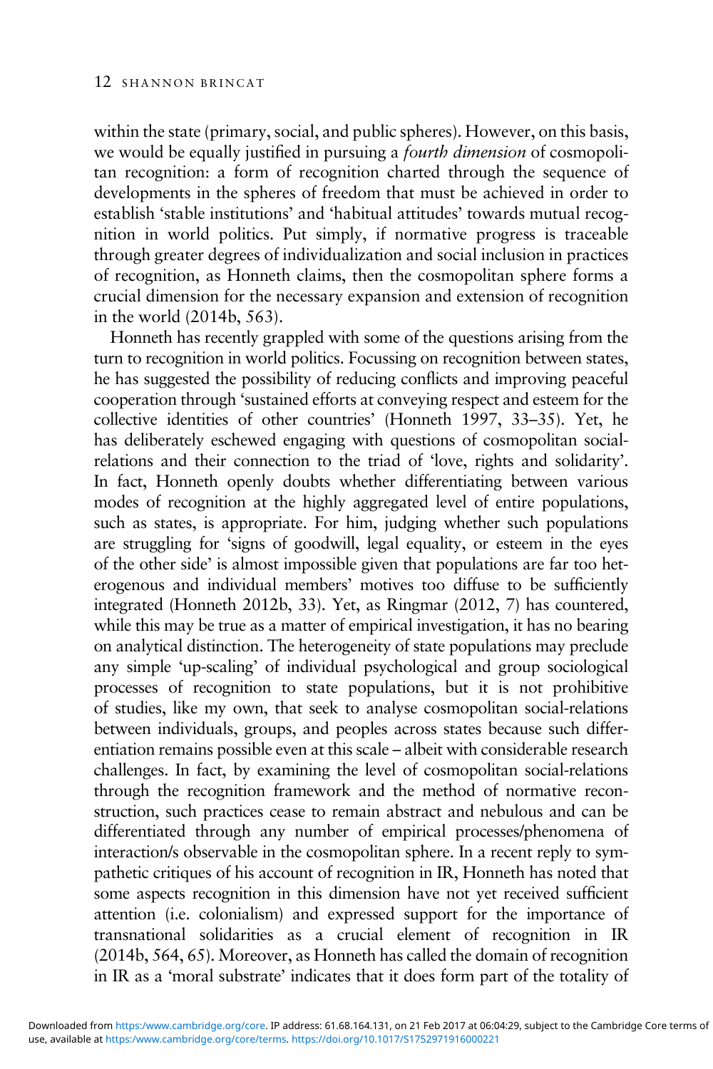within the state (primary, social, and public spheres). However, on this basis, we would be equally justified in pursuing a *fourth dimension* of cosmopolitan recognition: a form of recognition charted through the sequence of developments in the spheres of freedom that must be achieved in order to establish 'stable institutions' and 'habitual attitudes' towards mutual recognition in world politics. Put simply, if normative progress is traceable through greater degrees of individualization and social inclusion in practices of recognition, as Honneth claims, then the cosmopolitan sphere forms a crucial dimension for the necessary expansion and extension of recognition in the world (2014b, 563).

Honneth has recently grappled with some of the questions arising from the turn to recognition in world politics. Focussing on recognition between states, he has suggested the possibility of reducing conflicts and improving peaceful cooperation through 'sustained efforts at conveying respect and esteem for the collective identities of other countries' (Honneth 1997, 33–35). Yet, he has deliberately eschewed engaging with questions of cosmopolitan social-relations and their connection to the triad of 'love, rights and solidarity'. In fact, Honneth openly doubts whether differentiating between various modes of recognition at the highly aggregated level of entire populations, such as states, is appropriate. For him, judging whether such populations are struggling for 'signs of goodwill, legal equality, or esteem in the eyes of the other side' is almost impossible given that populations are far too heterogeneous and individual members' motives too diffuse to be sufficiently integrated (Honneth 2012b, 33). Yet, as Ringmar (2012, 7) has countered, while this may be true as a matter of empirical investigation, it has no bearing on analytical distinction. The heterogeneity of state populations may preclude any simple 'up-scaling' of individual psychological and group sociological processes of recognition to state populations, but it is not prohibitive of studies, like my own, that seek to analyse cosmopolitan social-relations between individuals, groups, and peoples across states because such differentiation remains possible even at this scale – albeit with considerable research challenges. In fact, by examining the level of cosmopolitan social-relations through the recognition framework and the method of normative reconstruction, such practices cease to remain abstract and nebulous and can be differentiated through any number of empirical processes/phenomena of interaction/s observable in the cosmopolitan sphere. In a recent reply to sympathetic critiques of his account of recognition in IR, Honneth has noted that some aspects recognition in this dimension have not yet received sufficient attention (i.e. colonialism) and expressed support for the importance of transnational solidarities as a crucial element of recognition in IR (2014b, 564, 65). Moreover, as Honneth has called the domain of recognition in IR as a 'moral substrate' indicates that it does form part of the totality of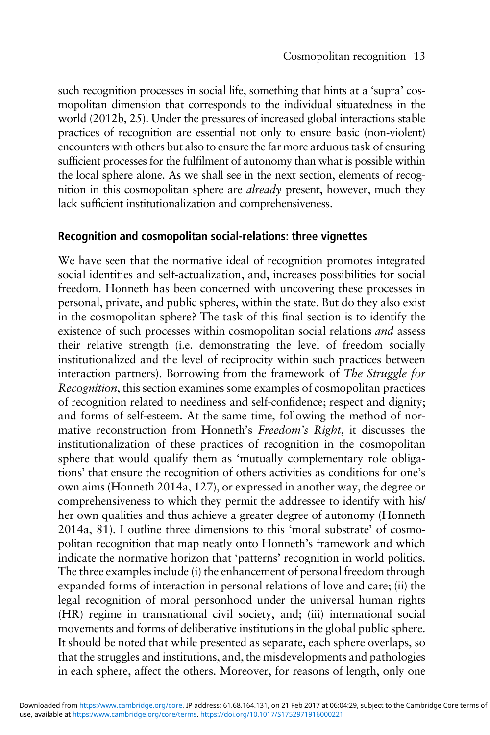such recognition processes in social life, something that hints at a 'supra' cosmopolitan dimension that corresponds to the individual situatedness in the world (2012b, 25). Under the pressures of increased global interactions stable practices of recognition are essential not only to ensure basic (non-violent) encounters with others but also to ensure the far more arduous task of ensuring sufficient processes for the fulfilment of autonomy than what is possible within the local sphere alone. As we shall see in the next section, elements of recognition in this cosmopolitan sphere are *already* present, however, much they lack sufficient institutionalization and comprehensiveness.

## Recognition and cosmopolitan social-relations: three vignettes

We have seen that the normative ideal of recognition promotes integrated social identities and self-actualization, and, increases possibilities for social freedom. Honneth has been concerned with uncovering these processes in personal, private, and public spheres, within the state. But do they also exist in the cosmopolitan sphere? The task of this final section is to identify the existence of such processes within cosmopolitan social relations *and* assess their relative strength (i.e. demonstrating the level of freedom socially institutionalized and the level of reciprocity within such practices between interaction partners). Borrowing from the framework of *The Struggle for Recognition*, this section examines some examples of cosmopolitan practices of recognition related to neediness and self-confidence; respect and dignity; and forms of self-esteem. At the same time, following the method of normative reconstruction from Honneth's *Freedom's Right*, it discusses the institutionalization of these practices of recognition in the cosmopolitan sphere that would qualify them as 'mutually complementary role obligations' that ensure the recognition of others activities as conditions for one's own aims (Honneth 2014a, 127), or expressed in another way, the degree or comprehensiveness to which they permit the addressee to identify with his/her own qualities and thus achieve a greater degree of autonomy (Honneth 2014a, 81). I outline three dimensions to this 'moral substrate' of cosmopolitan recognition that map neatly onto Honneth's framework and which indicate the normative horizon that 'patterns' recognition in world politics. The three examples include (i) the enhancement of personal freedom through expanded forms of interaction in personal relations of love and care; (ii) the legal recognition of moral personhood under the universal human rights (HR) regime in transnational civil society, and; (iii) international social movements and forms of deliberative institutions in the global public sphere. It should be noted that while presented as separate, each sphere overlaps, so that the struggles and institutions, and, the misdevelopments and pathologies in each sphere, affect the others. Moreover, for reasons of length, only one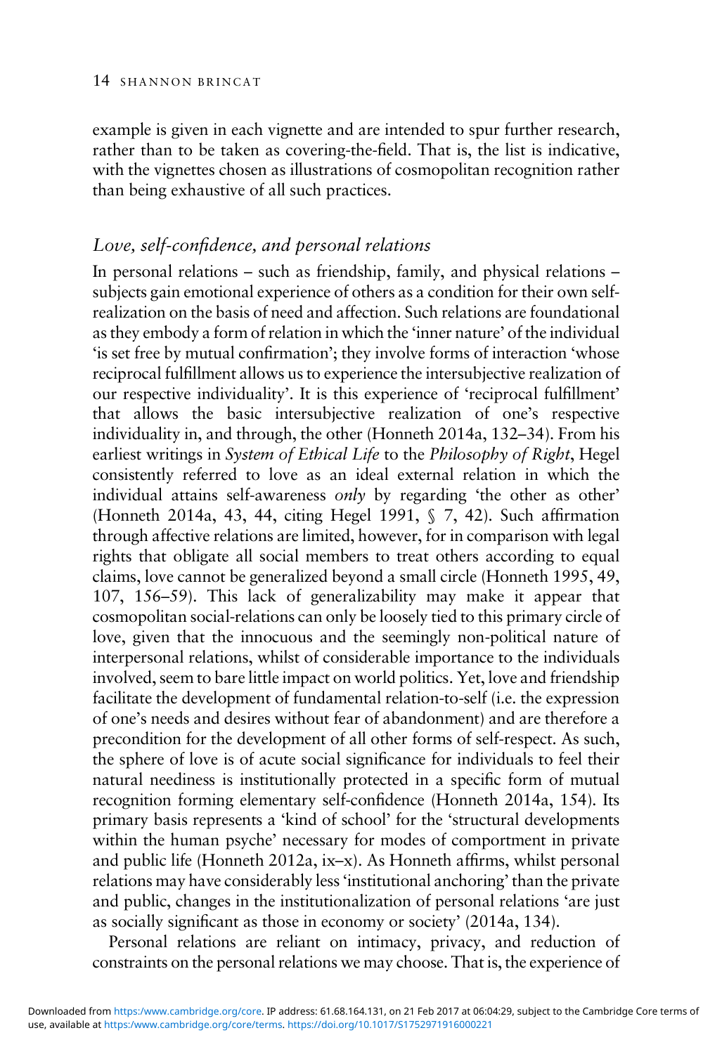example is given in each vignette and are intended to spur further research, rather than to be taken as covering-the-field. That is, the list is indicative, with the vignettes chosen as illustrations of cosmopolitan recognition rather than being exhaustive of all such practices.

### *Love, self-confidence, and personal relations*

In personal relations – such as friendship, family, and physical relations – subjects gain emotional experience of others as a condition for their own self-realization on the basis of need and affection. Such relations are foundational as they embody a form of relation in which the 'inner nature' of the individual 'is set free by mutual confirmation'; they involve forms of interaction 'whose reciprocal fulfillment allows us to experience the intersubjective realization of our respective individuality'. It is this experience of 'reciprocal fulfillment' that allows the basic intersubjective realization of one's respective individuality in, and through, the other (Honneth 2014a, 132–34). From his earliest writings in *System of Ethical Life* to the *Philosophy of Right*, Hegel consistently referred to love as an ideal external relation in which the individual attains self-awareness *only* by regarding 'the other as other' (Honneth 2014a, 43, 44, citing Hegel 1991, § 7, 42). Such affirmation through affective relations are limited, however, for in comparison with legal rights that obligate all social members to treat others according to equal claims, love cannot be generalized beyond a small circle (Honneth 1995, 49, 107, 156–59). This lack of generalizability may make it appear that cosmopolitan social-relations can only be loosely tied to this primary circle of love, given that the innocuous and the seemingly non-political nature of interpersonal relations, whilst of considerable importance to the individuals involved, seem to bare little impact on world politics. Yet, love and friendship facilitate the development of fundamental relation-to-self (i.e. the expression of one's needs and desires without fear of abandonment) and are therefore a precondition for the development of all other forms of self-respect. As such, the sphere of love is of acute social significance for individuals to feel their natural neediness is institutionally protected in a specific form of mutual recognition forming elementary self-confidence (Honneth 2014a, 154). Its primary basis represents a 'kind of school' for the 'structural developments within the human psyche' necessary for modes of comportment in private and public life (Honneth 2012a, ix–x). As Honneth affirms, whilst personal relations may have considerably less 'institutional anchoring' than the private and public, changes in the institutionalization of personal relations 'are just as socially significant as those in economy or society' (2014a, 134).

Personal relations are reliant on intimacy, privacy, and reduction of constraints on the personal relations we may choose. That is, the experience of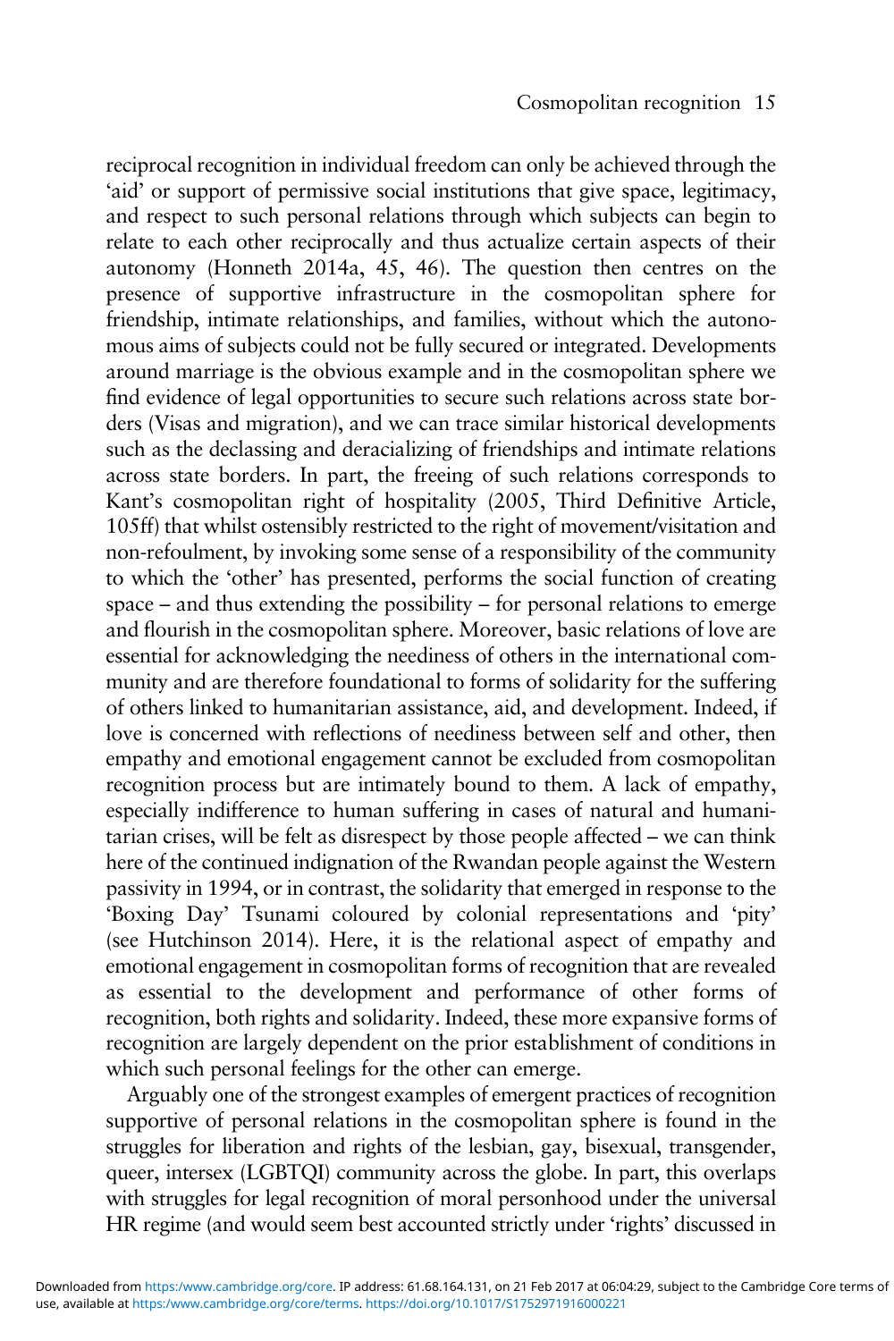reciprocal recognition in individual freedom can only be achieved through the 'aid' or support of permissive social institutions that give space, legitimacy, and respect to such personal relations through which subjects can begin to relate to each other reciprocally and thus actualize certain aspects of their autonomy (Honneth 2014a, 45, 46). The question then centres on the presence of supportive infrastructure in the cosmopolitan sphere for friendship, intimate relationships, and families, without which the autonomous aims of subjects could not be fully secured or integrated. Developments around marriage is the obvious example and in the cosmopolitan sphere we find evidence of legal opportunities to secure such relations across state borders (Visas and migration), and we can trace similar historical developments such as the declassing and deracializing of friendships and intimate relations across state borders. In part, the freeing of such relations corresponds to Kant's cosmopolitan right of hospitality (2005, Third Definitive Article, 105ff) that whilst ostensibly restricted to the right of movement/visitation and non-refoulment, by invoking some sense of a responsibility of the community to which the 'other' has presented, performs the social function of creating space – and thus extending the possibility – for personal relations to emerge and flourish in the cosmopolitan sphere. Moreover, basic relations of love are essential for acknowledging the neediness of others in the international community and are therefore foundational to forms of solidarity for the suffering of others linked to humanitarian assistance, aid, and development. Indeed, if love is concerned with reflections of neediness between self and other, then empathy and emotional engagement cannot be excluded from cosmopolitan recognition process but are intimately bound to them. A lack of empathy, especially indifference to human suffering in cases of natural and humanitarian crises, will be felt as disrespect by those people affected – we can think here of the continued indignation of the Rwandan people against the Western passivity in 1994, or in contrast, the solidarity that emerged in response to the 'Boxing Day' Tsunami coloured by colonial representations and 'pity' (see Hutchinson 2014). Here, it is the relational aspect of empathy and emotional engagement in cosmopolitan forms of recognition that are revealed as essential to the development and performance of other forms of recognition, both rights and solidarity. Indeed, these more expansive forms of recognition are largely dependent on the prior establishment of conditions in which such personal feelings for the other can emerge.

Arguably one of the strongest examples of emergent practices of recognition supportive of personal relations in the cosmopolitan sphere is found in the struggles for liberation and rights of the lesbian, gay, bisexual, transgender, queer, intersex (LGBTQI) community across the globe. In part, this overlaps with struggles for legal recognition of moral personhood under the universal HR regime (and would seem best accounted strictly under 'rights' discussed in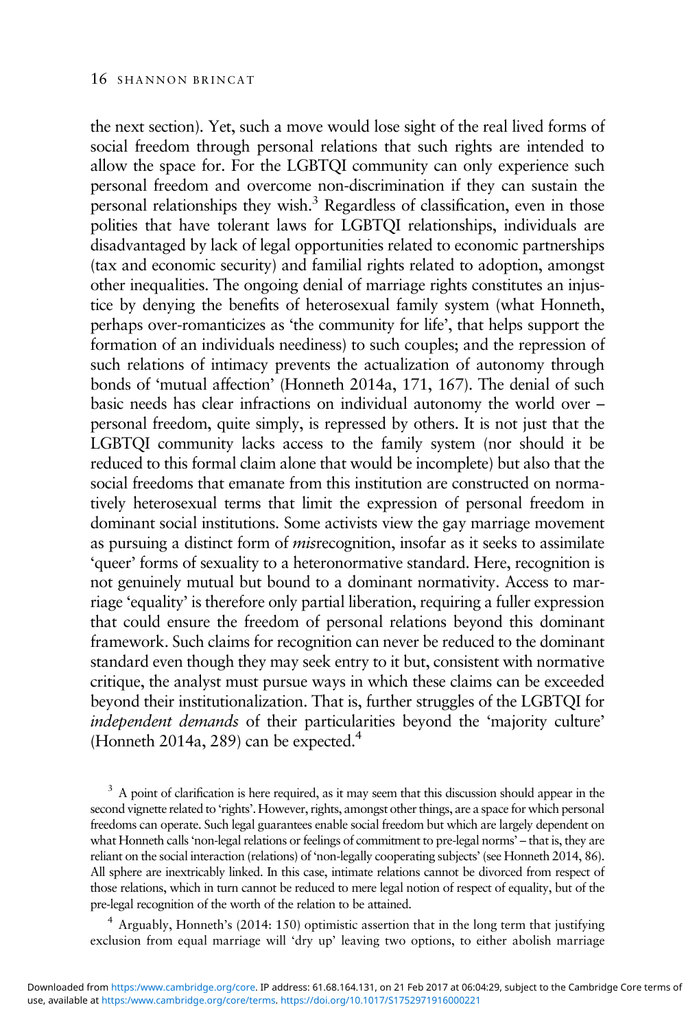the next section). Yet, such a move would lose sight of the real lived forms of social freedom through personal relations that such rights are intended to allow the space for. For the LGBTQI community can only experience such personal freedom and overcome non-discrimination if they can sustain the personal relationships they wish.[3] Regardless of classification, even in those polities that have tolerant laws for LGBTQI relationships, individuals are disadvantaged by lack of legal opportunities related to economic partnerships (tax and economic security) and familial rights related to adoption, amongst other inequalities. The ongoing denial of marriage rights constitutes an injustice by denying the benefits of heterosexual family system (what Honneth, perhaps over-romanticizes as 'the community for life', that helps support the formation of an individuals neediness) to such couples; and the repression of such relations of intimacy prevents the actualization of autonomy through bonds of 'mutual affection' (Honneth 2014a, 171, 167). The denial of such basic needs has clear infractions on individual autonomy the world over – personal freedom, quite simply, is repressed by others. It is not just that the LGBTQI community lacks access to the family system (nor should it be reduced to this formal claim alone that would be incomplete) but also that the social freedoms that emanate from this institution are constructed on normatively heterosexual terms that limit the expression of personal freedom in dominant social institutions. Some activists view the gay marriage movement as pursuing a distinct form of *mis*recognition, insofar as it seeks to assimilate 'queer' forms of sexuality to a heteronormative standard. Here, recognition is not genuinely mutual but bound to a dominant normativity. Access to marriage 'equality' is therefore only partial liberation, requiring a fuller expression that could ensure the freedom of personal relations beyond this dominant framework. Such claims for recognition can never be reduced to the dominant standard even though they may seek entry to it but, consistent with normative critique, the analyst must pursue ways in which these claims can be exceeded beyond their institutionalization. That is, further struggles of the LGBTQI for *independent demands* of their particularities beyond the 'majority culture' (Honneth 2014a, 289) can be expected.[4]

[3] A point of clarification is here required, as it may seem that this discussion should appear in the second vignette related to 'rights'. However, rights, amongst other things, are a space for which personal freedoms can operate. Such legal guarantees enable social freedom but which are largely dependent on what Honneth calls 'non-legal relations or feelings of commitment to pre-legal norms' – that is, they are reliant on the social interaction (relations) of 'non-legally cooperating subjects' (see Honneth 2014, 86). All sphere are inextricably linked. In this case, intimate relations cannot be divorced from respect of those relations, which in turn cannot be reduced to mere legal notion of respect of equality, but of the pre-legal recognition of the worth of the relation to be attained.

[4] Arguably, Honneth's (2014: 150) optimistic assertion that in the long term that justifying exclusion from equal marriage will 'dry up' leaving two options, to either abolish marriage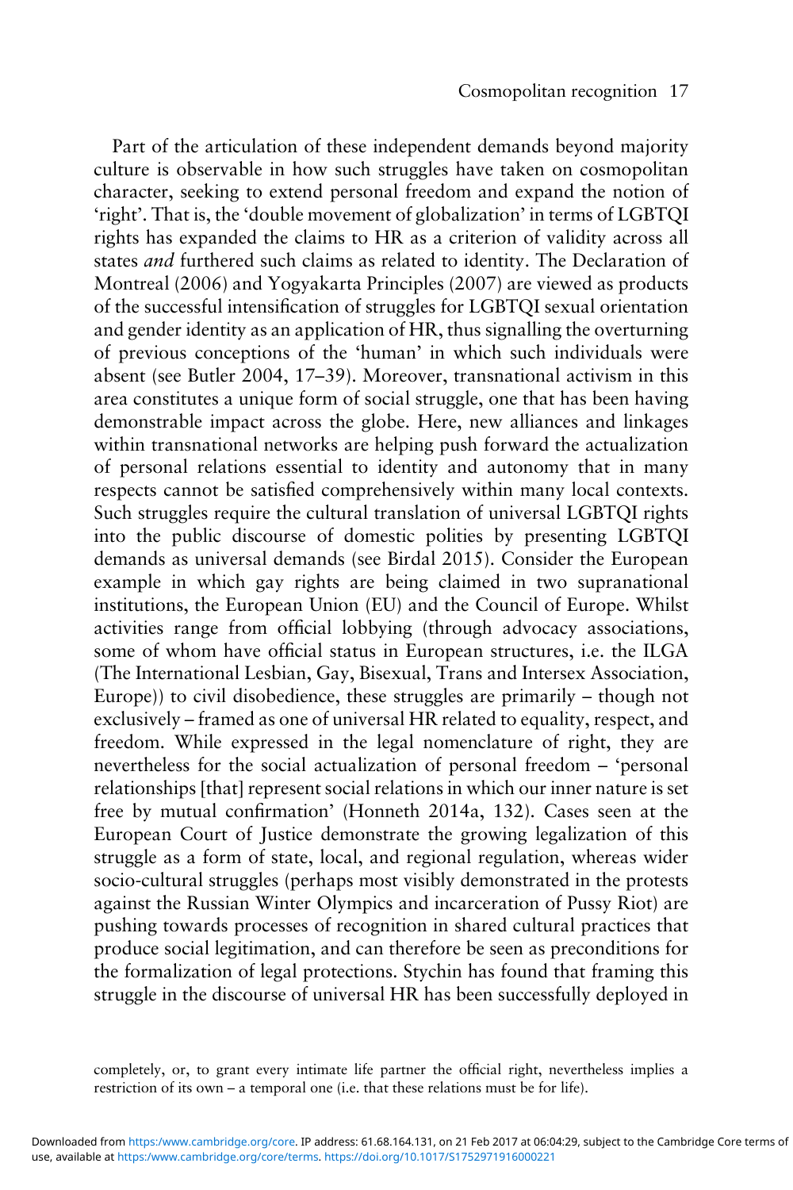Part of the articulation of these independent demands beyond majority culture is observable in how such struggles have taken on cosmopolitan character, seeking to extend personal freedom and expand the notion of 'right'. That is, the 'double movement of globalization' in terms of LGBTQI rights has expanded the claims to HR as a criterion of validity across all states *and* furthered such claims as related to identity. The Declaration of Montreal (2006) and Yogyakarta Principles (2007) are viewed as products of the successful intensification of struggles for LGBTQI sexual orientation and gender identity as an application of HR, thus signalling the overturning of previous conceptions of the 'human' in which such individuals were absent (see Butler 2004, 17–39). Moreover, transnational activism in this area constitutes a unique form of social struggle, one that has been having demonstrable impact across the globe. Here, new alliances and linkages within transnational networks are helping push forward the actualization of personal relations essential to identity and autonomy that in many respects cannot be satisfied comprehensively within many local contexts. Such struggles require the cultural translation of universal LGBTQI rights into the public discourse of domestic polities by presenting LGBTQI demands as universal demands (see Birdal 2015). Consider the European example in which gay rights are being claimed in two supranational institutions, the European Union (EU) and the Council of Europe. Whilst activities range from official lobbying (through advocacy associations, some of whom have official status in European structures, i.e. the ILGA (The International Lesbian, Gay, Bisexual, Trans and Intersex Association, Europe)) to civil disobedience, these struggles are primarily – though not exclusively – framed as one of universal HR related to equality, respect, and freedom. While expressed in the legal nomenclature of right, they are nevertheless for the social actualization of personal freedom – 'personal relationships [that] represent social relations in which our inner nature is set free by mutual confirmation' (Honneth 2014a, 132). Cases seen at the European Court of Justice demonstrate the growing legalization of this struggle as a form of state, local, and regional regulation, whereas wider socio-cultural struggles (perhaps most visibly demonstrated in the protests against the Russian Winter Olympics and incarceration of Pussy Riot) are pushing towards processes of recognition in shared cultural practices that produce social legitimation, and can therefore be seen as preconditions for the formalization of legal protections. Stychin has found that framing this struggle in the discourse of universal HR has been successfully deployed in

completely, or, to grant every intimate life partner the official right, nevertheless implies a restriction of its own – a temporal one (i.e. that these relations must be for life).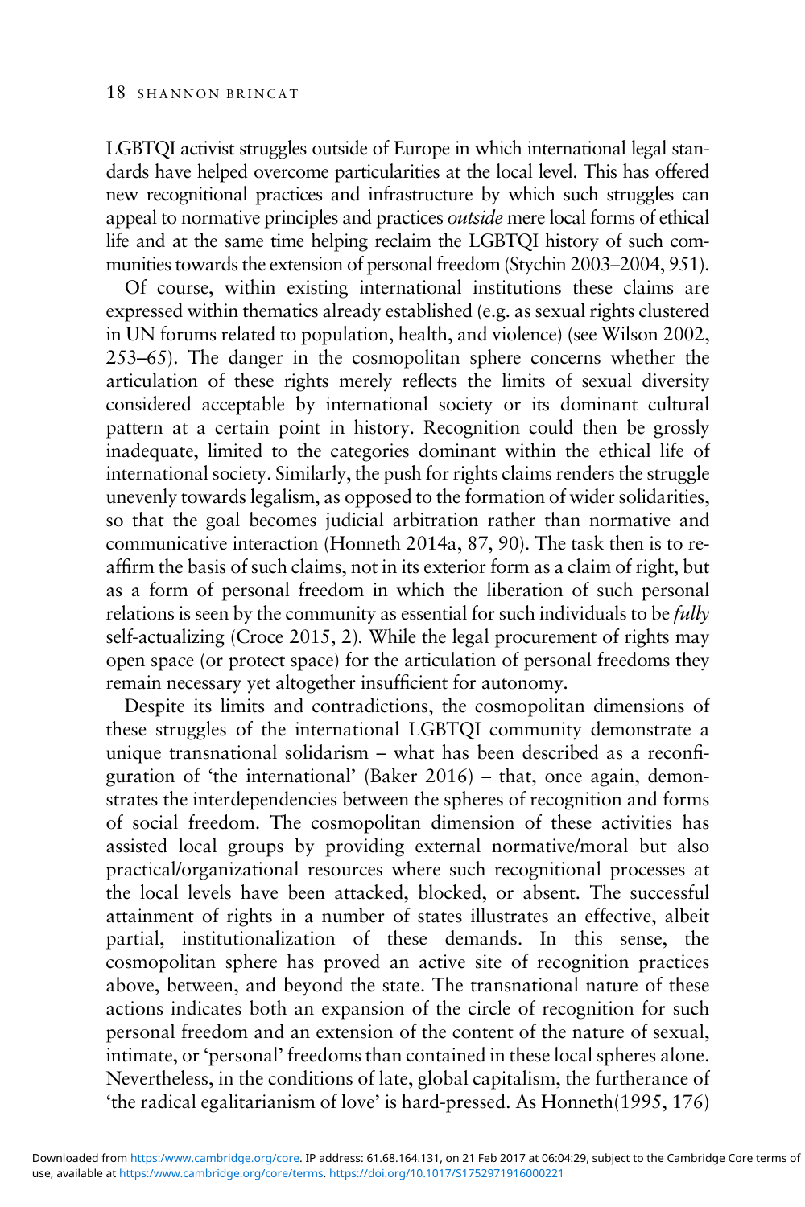LGBTQI activist struggles outside of Europe in which international legal standards have helped overcome particularities at the local level. This has offered new recognitional practices and infrastructure by which such struggles can appeal to normative principles and practices *outside* mere local forms of ethical life and at the same time helping reclaim the LGBTQI history of such communities towards the extension of personal freedom (Stychin 2003–2004, 951).

Of course, within existing international institutions these claims are expressed within thematics already established (e.g. as sexual rights clustered in UN forums related to population, health, and violence) (see Wilson 2002, 253–65). The danger in the cosmopolitan sphere concerns whether the articulation of these rights merely reflects the limits of sexual diversity considered acceptable by international society or its dominant cultural pattern at a certain point in history. Recognition could then be grossly inadequate, limited to the categories dominant within the ethical life of international society. Similarly, the push for rights claims renders the struggle unevenly towards legalism, as opposed to the formation of wider solidarities, so that the goal becomes judicial arbitration rather than normative and communicative interaction (Honneth 2014a, 87, 90). The task then is to reaffirm the basis of such claims, not in its exterior form as a claim of right, but as a form of personal freedom in which the liberation of such personal relations is seen by the community as essential for such individuals to be *fully* self-actualizing (Croce 2015, 2). While the legal procurement of rights may open space (or protect space) for the articulation of personal freedoms they remain necessary yet altogether insufficient for autonomy.

Despite its limits and contradictions, the cosmopolitan dimensions of these struggles of the international LGBTQI community demonstrate a unique transnational solidarism – what has been described as a reconfiguration of 'the international' (Baker 2016) – that, once again, demonstrates the interdependencies between the spheres of recognition and forms of social freedom. The cosmopolitan dimension of these activities has assisted local groups by providing external normative/moral but also practical/organizational resources where such recognitional processes at the local levels have been attacked, blocked, or absent. The successful attainment of rights in a number of states illustrates an effective, albeit partial, institutionalization of these demands. In this sense, the cosmopolitan sphere has proved an active site of recognition practices above, between, and beyond the state. The transnational nature of these actions indicates both an expansion of the circle of recognition for such personal freedom and an extension of the content of the nature of sexual, intimate, or 'personal' freedoms than contained in these local spheres alone. Nevertheless, in the conditions of late, global capitalism, the furtherance of 'the radical egalitarianism of love' is hard-pressed. As Honneth(1995, 176)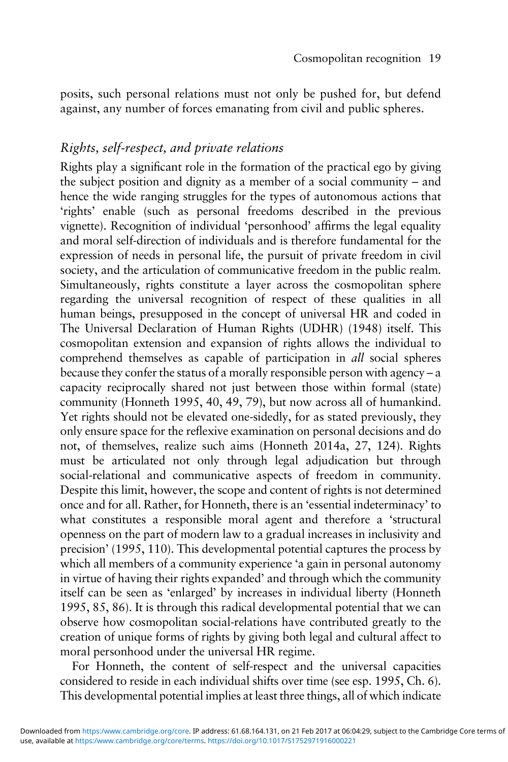posits, such personal relations must not only be pushed for, but defend against, any number of forces emanating from civil and public spheres.

### *Rights, self-respect, and private relations*

Rights play a significant role in the formation of the practical ego by giving the subject position and dignity as a member of a social community – and hence the wide ranging struggles for the types of autonomous actions that 'rights' enable (such as personal freedoms described in the previous vignette). Recognition of individual 'personhood' affirms the legal equality and moral self-direction of individuals and is therefore fundamental for the expression of needs in personal life, the pursuit of private freedom in civil society, and the articulation of communicative freedom in the public realm. Simultaneously, rights constitute a layer across the cosmopolitan sphere regarding the universal recognition of respect of these qualities in all human beings, presupposed in the concept of universal HR and coded in The Universal Declaration of Human Rights (UDHR) (1948) itself. This cosmopolitan extension and expansion of rights allows the individual to comprehend themselves as capable of participation in *all* social spheres because they confer the status of a morally responsible person with agency – a capacity reciprocally shared not just between those within formal (state) community (Honneth 1995, 40, 49, 79), but now across all of humankind. Yet rights should not be elevated one-sidedly, for as stated previously, they only ensure space for the reflexive examination on personal decisions and do not, of themselves, realize such aims (Honneth 2014a, 27, 124). Rights must be articulated not only through legal adjudication but through social-relational and communicative aspects of freedom in community. Despite this limit, however, the scope and content of rights is not determined once and for all. Rather, for Honneth, there is an 'essential indeterminacy' to what constitutes a responsible moral agent and therefore a 'structural openness on the part of modern law to a gradual increases in inclusivity and precision' (1995, 110). This developmental potential captures the process by which all members of a community experience 'a gain in personal autonomy in virtue of having their rights expanded' and through which the community itself can be seen as 'enlarged' by increases in individual liberty (Honneth 1995, 85, 86). It is through this radical developmental potential that we can observe how cosmopolitan social-relations have contributed greatly to the creation of unique forms of rights by giving both legal and cultural affect to moral personhood under the universal HR regime.

For Honneth, the content of self-respect and the universal capacities considered to reside in each individual shifts over time (see esp. 1995, Ch. 6). This developmental potential implies at least three things, all of which indicate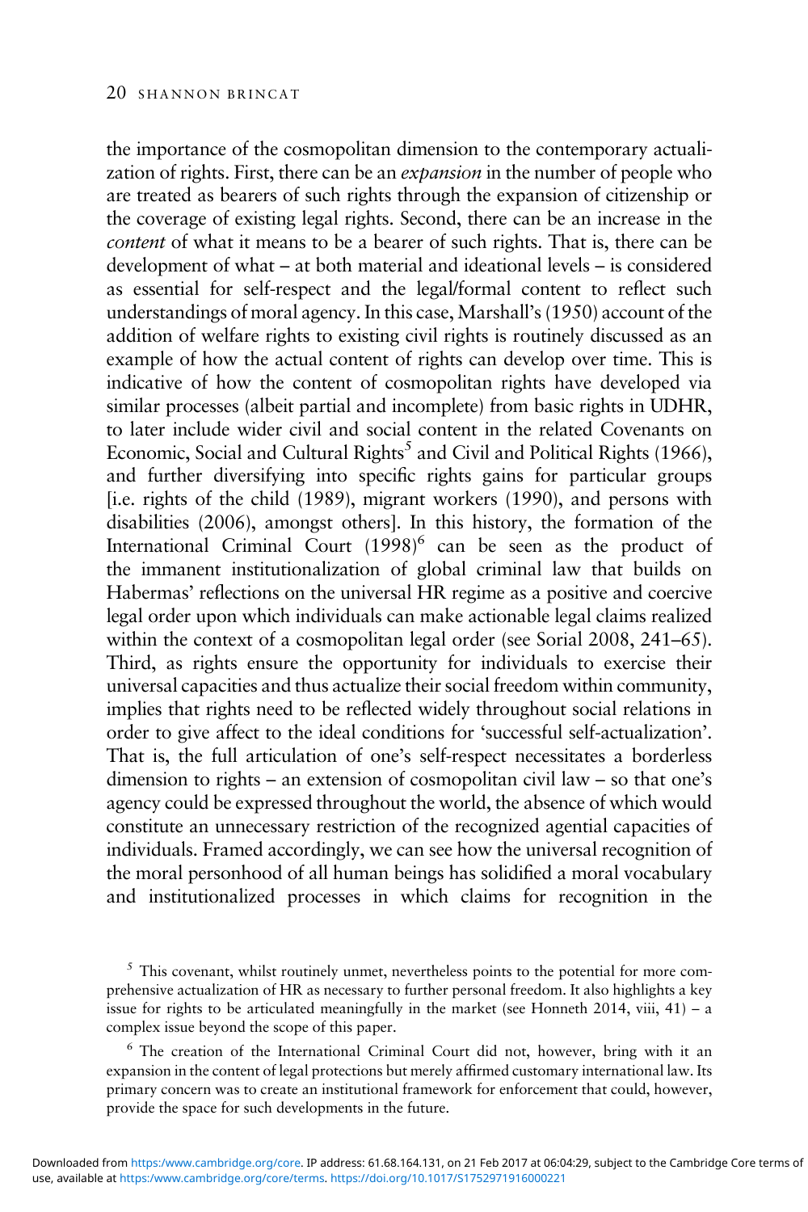the importance of the cosmopolitan dimension to the contemporary actualization of rights. First, there can be an *expansion* in the number of people who are treated as bearers of such rights through the expansion of citizenship or the coverage of existing legal rights. Second, there can be an increase in the *content* of what it means to be a bearer of such rights. That is, there can be development of what – at both material and ideational levels – is considered as essential for self-respect and the legal/formal content to reflect such understandings of moral agency. In this case, Marshall's (1950) account of the addition of welfare rights to existing civil rights is routinely discussed as an example of how the actual content of rights can develop over time. This is indicative of how the content of cosmopolitan rights have developed via similar processes (albeit partial and incomplete) from basic rights in UDHR, to later include wider civil and social content in the related Covenants on Economic, Social and Cultural Rights[5] and Civil and Political Rights (1966), and further diversifying into specific rights gains for particular groups [i.e. rights of the child (1989), migrant workers (1990), and persons with disabilities (2006), amongst others]. In this history, the formation of the International Criminal Court (1998)[6] can be seen as the product of the immanent institutionalization of global criminal law that builds on Habermas' reflections on the universal HR regime as a positive and coercive legal order upon which individuals can make actionable legal claims realized within the context of a cosmopolitan legal order (see Sorial 2008, 241–65). Third, as rights ensure the opportunity for individuals to exercise their universal capacities and thus actualize their social freedom within community, implies that rights need to be reflected widely throughout social relations in order to give affect to the ideal conditions for 'successful self-actualization'. That is, the full articulation of one's self-respect necessitates a borderless dimension to rights – an extension of cosmopolitan civil law – so that one's agency could be expressed throughout the world, the absence of which would constitute an unnecessary restriction of the recognized agential capacities of individuals. Framed accordingly, we can see how the universal recognition of the moral personhood of all human beings has solidified a moral vocabulary and institutionalized processes in which claims for recognition in the

[5] This covenant, whilst routinely unmet, nevertheless points to the potential for more comprehensive actualization of HR as necessary to further personal freedom. It also highlights a key issue for rights to be articulated meaningfully in the market (see Honneth 2014, viii, 41) – a complex issue beyond the scope of this paper.

[6] The creation of the International Criminal Court did not, however, bring with it an expansion in the content of legal protections but merely affirmed customary international law. Its primary concern was to create an institutional framework for enforcement that could, however, provide the space for such developments in the future.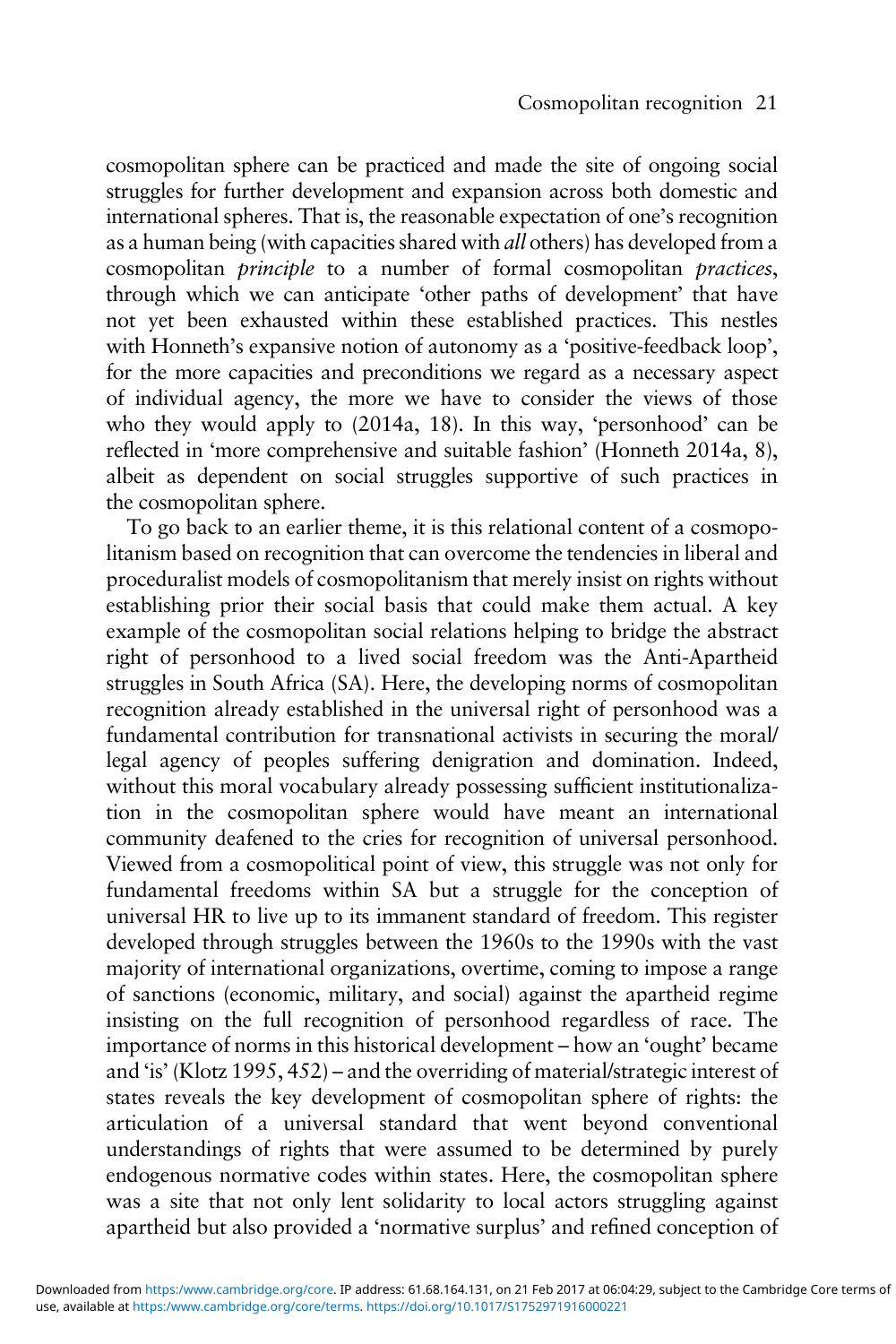cosmopolitan sphere can be practiced and made the site of ongoing social struggles for further development and expansion across both domestic and international spheres. That is, the reasonable expectation of one's recognition as a human being (with capacities shared with *all* others) has developed from a cosmopolitan *principle* to a number of formal cosmopolitan *practices*, through which we can anticipate 'other paths of development' that have not yet been exhausted within these established practices. This nestles with Honneth's expansive notion of autonomy as a 'positive-feedback loop', for the more capacities and preconditions we regard as a necessary aspect of individual agency, the more we have to consider the views of those who they would apply to (2014a, 18). In this way, 'personhood' can be reflected in 'more comprehensive and suitable fashion' (Honneth 2014a, 8), albeit as dependent on social struggles supportive of such practices in the cosmopolitan sphere.

To go back to an earlier theme, it is this relational content of a cosmopolitanism based on recognition that can overcome the tendencies in liberal and proceduralist models of cosmopolitanism that merely insist on rights without establishing prior their social basis that could make them actual. A key example of the cosmopolitan social relations helping to bridge the abstract right of personhood to a lived social freedom was the Anti-Apartheid struggles in South Africa (SA). Here, the developing norms of cosmopolitan recognition already established in the universal right of personhood was a fundamental contribution for transnational activists in securing the moral/legal agency of peoples suffering denigration and domination. Indeed, without this moral vocabulary already possessing sufficient institutionalization in the cosmopolitan sphere would have meant an international community deafened to the cries for recognition of universal personhood. Viewed from a cosmopolitical point of view, this struggle was not only for fundamental freedoms within SA but a struggle for the conception of universal HR to live up to its immanent standard of freedom. This register developed through struggles between the 1960s to the 1990s with the vast majority of international organizations, overtime, coming to impose a range of sanctions (economic, military, and social) against the apartheid regime insisting on the full recognition of personhood regardless of race. The importance of norms in this historical development – how an 'ought' became and 'is' (Klotz 1995, 452) – and the overriding of material/strategic interest of states reveals the key development of cosmopolitan sphere of rights: the articulation of a universal standard that went beyond conventional understandings of rights that were assumed to be determined by purely endogenous normative codes within states. Here, the cosmopolitan sphere was a site that not only lent solidarity to local actors struggling against apartheid but also provided a 'normative surplus' and refined conception of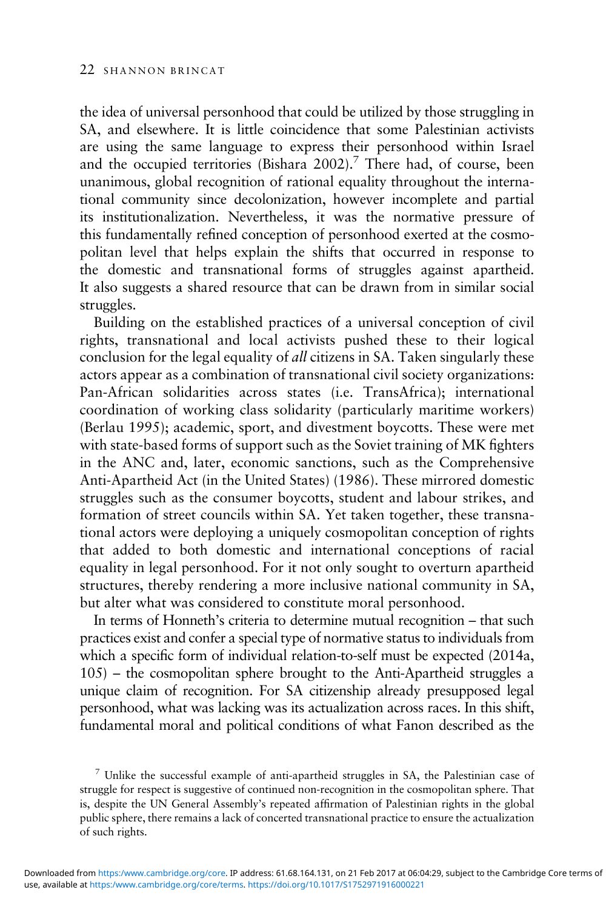the idea of universal personhood that could be utilized by those struggling in SA, and elsewhere. It is little coincidence that some Palestinian activists are using the same language to express their personhood within Israel and the occupied territories (Bishara 2002).[7] There had, of course, been unanimous, global recognition of rational equality throughout the international community since decolonization, however incomplete and partial its institutionalization. Nevertheless, it was the normative pressure of this fundamentally refined conception of personhood exerted at the cosmopolitan level that helps explain the shifts that occurred in response to the domestic and transnational forms of struggles against apartheid. It also suggests a shared resource that can be drawn from in similar social struggles.

Building on the established practices of a universal conception of civil rights, transnational and local activists pushed these to their logical conclusion for the legal equality of *all* citizens in SA. Taken singularly these actors appear as a combination of transnational civil society organizations: Pan-African solidarities across states (i.e. TransAfrica); international coordination of working class solidarity (particularly maritime workers) (Berlau 1995); academic, sport, and divestment boycotts. These were met with state-based forms of support such as the Soviet training of MK fighters in the ANC and, later, economic sanctions, such as the Comprehensive Anti-Apartheid Act (in the United States) (1986). These mirrored domestic struggles such as the consumer boycotts, student and labour strikes, and formation of street councils within SA. Yet taken together, these transnational actors were deploying a uniquely cosmopolitan conception of rights that added to both domestic and international conceptions of racial equality in legal personhood. For it not only sought to overturn apartheid structures, thereby rendering a more inclusive national community in SA, but alter what was considered to constitute moral personhood.

In terms of Honneth's criteria to determine mutual recognition – that such practices exist and confer a special type of normative status to individuals from which a specific form of individual relation-to-self must be expected (2014a, 105) – the cosmopolitan sphere brought to the Anti-Apartheid struggles a unique claim of recognition. For SA citizenship already presupposed legal personhood, what was lacking was its actualization across races. In this shift, fundamental moral and political conditions of what Fanon described as the

[7] Unlike the successful example of anti-apartheid struggles in SA, the Palestinian case of struggle for respect is suggestive of continued non-recognition in the cosmopolitan sphere. That is, despite the UN General Assembly's repeated affirmation of Palestinian rights in the global public sphere, there remains a lack of concerted transnational practice to ensure the actualization of such rights.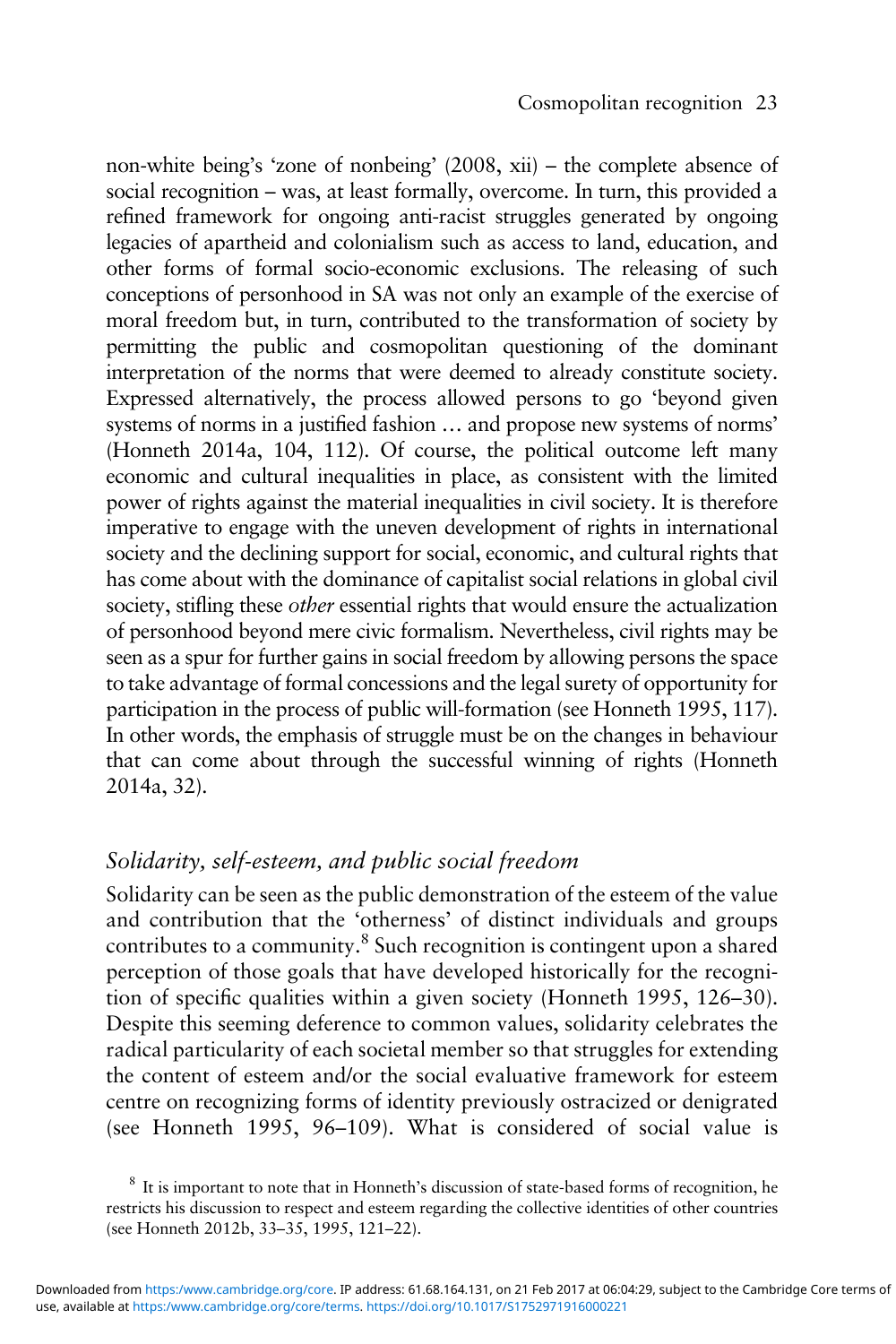non-white being's 'zone of nonbeing' (2008, xii) – the complete absence of social recognition – was, at least formally, overcome. In turn, this provided a refined framework for ongoing anti-racist struggles generated by ongoing legacies of apartheid and colonialism such as access to land, education, and other forms of formal socio-economic exclusions. The releasing of such conceptions of personhood in SA was not only an example of the exercise of moral freedom but, in turn, contributed to the transformation of society by permitting the public and cosmopolitan questioning of the dominant interpretation of the norms that were deemed to already constitute society. Expressed alternatively, the process allowed persons to go 'beyond given systems of norms in a justified fashion … and propose new systems of norms' (Honneth 2014a, 104, 112). Of course, the political outcome left many economic and cultural inequalities in place, as consistent with the limited power of rights against the material inequalities in civil society. It is therefore imperative to engage with the uneven development of rights in international society and the declining support for social, economic, and cultural rights that has come about with the dominance of capitalist social relations in global civil society, stifling these *other* essential rights that would ensure the actualization of personhood beyond mere civic formalism. Nevertheless, civil rights may be seen as a spur for further gains in social freedom by allowing persons the space to take advantage of formal concessions and the legal surety of opportunity for participation in the process of public will-formation (see Honneth 1995, 117). In other words, the emphasis of struggle must be on the changes in behaviour that can come about through the successful winning of rights (Honneth 2014a, 32).

### *Solidarity, self-esteem, and public social freedom*

Solidarity can be seen as the public demonstration of the esteem of the value and contribution that the 'otherness' of distinct individuals and groups contributes to a community.[8] Such recognition is contingent upon a shared perception of those goals that have developed historically for the recognition of specific qualities within a given society (Honneth 1995, 126–30). Despite this seeming deference to common values, solidarity celebrates the radical particularity of each societal member so that struggles for extending the content of esteem and/or the social evaluative framework for esteem centre on recognizing forms of identity previously ostracized or denigrated (see Honneth 1995, 96–109). What is considered of social value is

[8] It is important to note that in Honneth's discussion of state-based forms of recognition, he restricts his discussion to respect and esteem regarding the collective identities of other countries (see Honneth 2012b, 33–35, 1995, 121–22).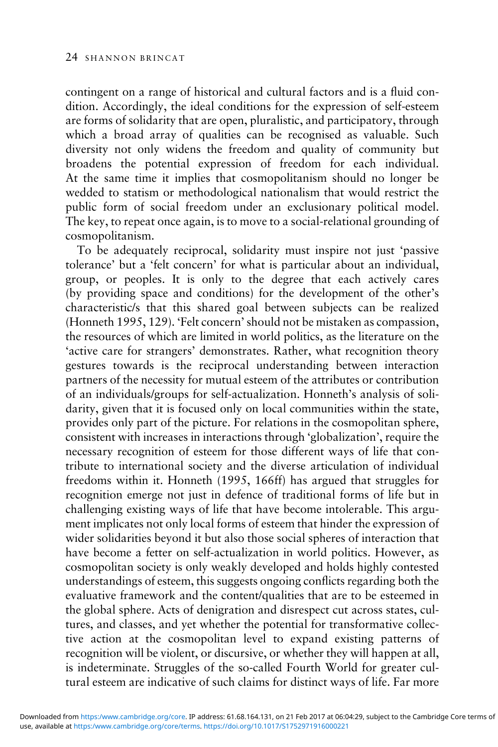contingent on a range of historical and cultural factors and is a fluid condition. Accordingly, the ideal conditions for the expression of self-esteem are forms of solidarity that are open, pluralistic, and participatory, through which a broad array of qualities can be recognised as valuable. Such diversity not only widens the freedom and quality of community but broadens the potential expression of freedom for each individual. At the same time it implies that cosmopolitanism should no longer be wedded to statism or methodological nationalism that would restrict the public form of social freedom under an exclusionary political model. The key, to repeat once again, is to move to a social-relational grounding of cosmopolitanism.

To be adequately reciprocal, solidarity must inspire not just 'passive tolerance' but a 'felt concern' for what is particular about an individual, group, or peoples. It is only to the degree that each actively cares (by providing space and conditions) for the development of the other's characteristic/s that this shared goal between subjects can be realized (Honneth 1995, 129). 'Felt concern' should not be mistaken as compassion, the resources of which are limited in world politics, as the literature on the 'active care for strangers' demonstrates. Rather, what recognition theory gestures towards is the reciprocal understanding between interaction partners of the necessity for mutual esteem of the attributes or contribution of an individuals/groups for self-actualization. Honneth's analysis of solidarity, given that it is focused only on local communities within the state, provides only part of the picture. For relations in the cosmopolitan sphere, consistent with increases in interactions through 'globalization', require the necessary recognition of esteem for those different ways of life that contribute to international society and the diverse articulation of individual freedoms within it. Honneth (1995, 166ff) has argued that struggles for recognition emerge not just in defence of traditional forms of life but in challenging existing ways of life that have become intolerable. This argument implicates not only local forms of esteem that hinder the expression of wider solidarities beyond it but also those social spheres of interaction that have become a fetter on self-actualization in world politics. However, as cosmopolitan society is only weakly developed and holds highly contested understandings of esteem, this suggests ongoing conflicts regarding both the evaluative framework and the content/qualities that are to be esteemed in the global sphere. Acts of denigration and disrespect cut across states, cultures, and classes, and yet whether the potential for transformative collective action at the cosmopolitan level to expand existing patterns of recognition will be violent, or discursive, or whether they will happen at all, is indeterminate. Struggles of the so-called Fourth World for greater cultural esteem are indicative of such claims for distinct ways of life. Far more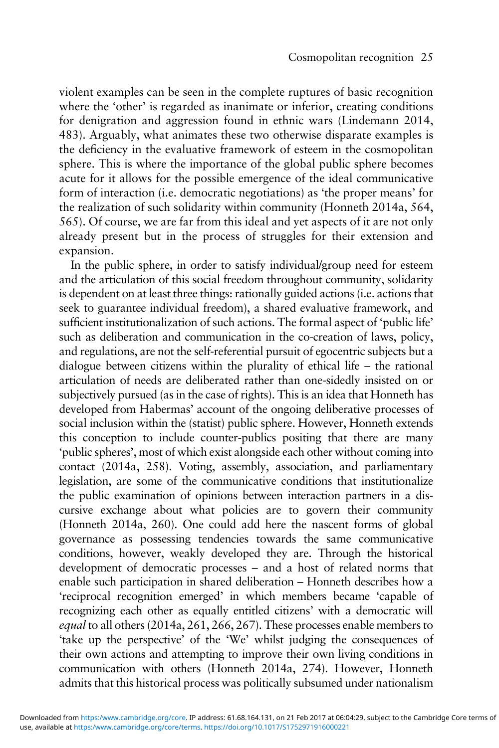violent examples can be seen in the complete ruptures of basic recognition where the 'other' is regarded as inanimate or inferior, creating conditions for denigration and aggression found in ethnic wars (Lindemann 2014, 483). Arguably, what animates these two otherwise disparate examples is the deficiency in the evaluative framework of esteem in the cosmopolitan sphere. This is where the importance of the global public sphere becomes acute for it allows for the possible emergence of the ideal communicative form of interaction (i.e. democratic negotiations) as 'the proper means' for the realization of such solidarity within community (Honneth 2014a, 564, 565). Of course, we are far from this ideal and yet aspects of it are not only already present but in the process of struggles for their extension and expansion.

In the public sphere, in order to satisfy individual/group need for esteem and the articulation of this social freedom throughout community, solidarity is dependent on at least three things: rationally guided actions (i.e. actions that seek to guarantee individual freedom), a shared evaluative framework, and sufficient institutionalization of such actions. The formal aspect of 'public life' such as deliberation and communication in the co-creation of laws, policy, and regulations, are not the self-referential pursuit of egocentric subjects but a dialogue between citizens within the plurality of ethical life – the rational articulation of needs are deliberated rather than one-sidedly insisted on or subjectively pursued (as in the case of rights). This is an idea that Honneth has developed from Habermas' account of the ongoing deliberative processes of social inclusion within the (statist) public sphere. However, Honneth extends this conception to include counter-publics positing that there are many 'public spheres', most of which exist alongside each other without coming into contact (2014a, 258). Voting, assembly, association, and parliamentary legislation, are some of the communicative conditions that institutionalize the public examination of opinions between interaction partners in a discursive exchange about what policies are to govern their community (Honneth 2014a, 260). One could add here the nascent forms of global governance as possessing tendencies towards the same communicative conditions, however, weakly developed they are. Through the historical development of democratic processes – and a host of related norms that enable such participation in shared deliberation – Honneth describes how a 'reciprocal recognition emerged' in which members became 'capable of recognizing each other as equally entitled citizens' with a democratic will *equal* to all others (2014a, 261, 266, 267). These processes enable members to 'take up the perspective' of the 'We' whilst judging the consequences of their own actions and attempting to improve their own living conditions in communication with others (Honneth 2014a, 274). However, Honneth admits that this historical process was politically subsumed under nationalism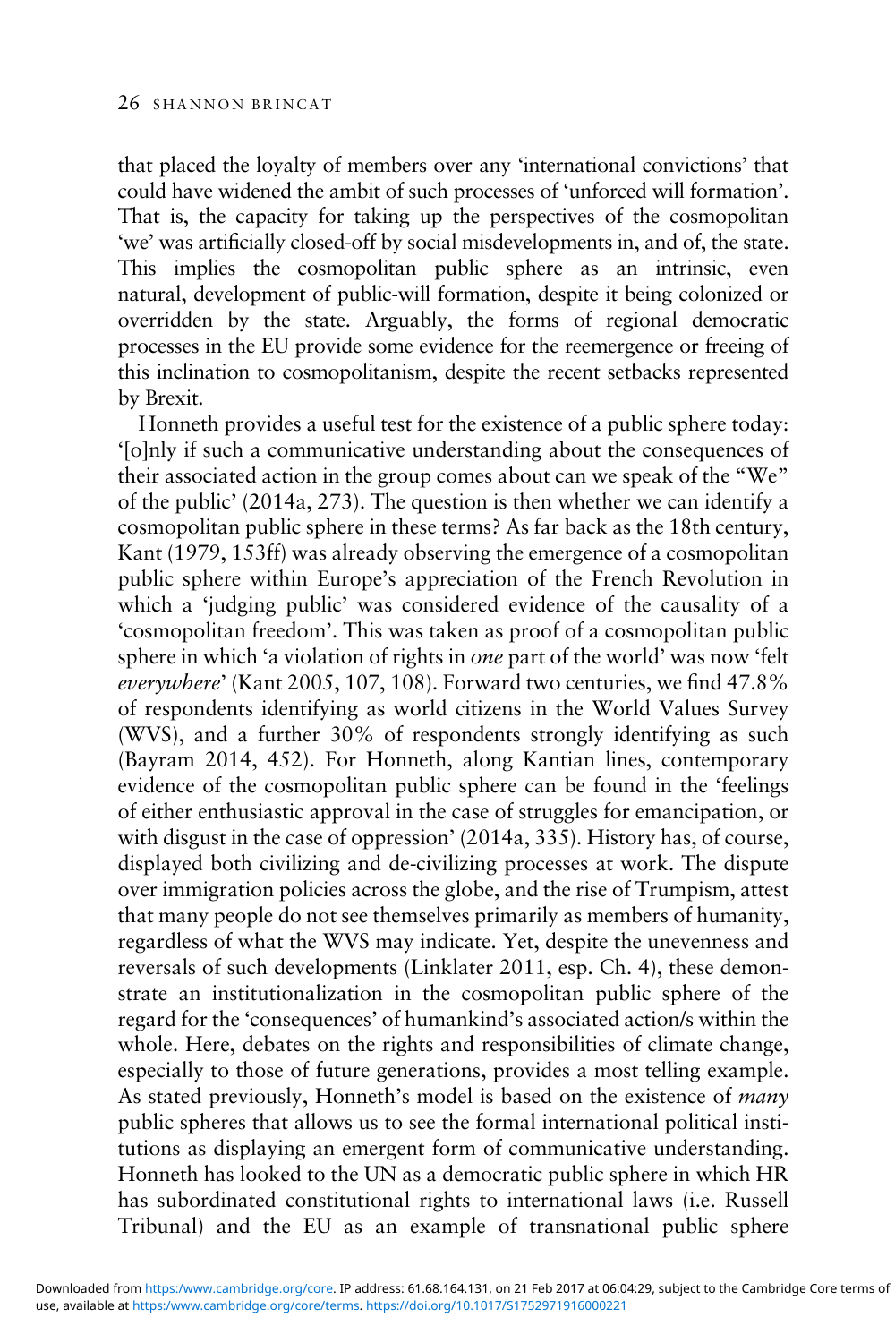that placed the loyalty of members over any 'international convictions' that could have widened the ambit of such processes of 'unforced will formation'. That is, the capacity for taking up the perspectives of the cosmopolitan 'we' was artificially closed-off by social misdevelopments in, and of, the state. This implies the cosmopolitan public sphere as an intrinsic, even natural, development of public-will formation, despite it being colonized or overridden by the state. Arguably, the forms of regional democratic processes in the EU provide some evidence for the reemergence or freeing of this inclination to cosmopolitanism, despite the recent setbacks represented by Brexit.

Honneth provides a useful test for the existence of a public sphere today: '[o]nly if such a communicative understanding about the consequences of their associated action in the group comes about can we speak of the "We" of the public' (2014a, 273). The question is then whether we can identify a cosmopolitan public sphere in these terms? As far back as the 18th century, Kant (1979, 153ff) was already observing the emergence of a cosmopolitan public sphere within Europe's appreciation of the French Revolution in which a 'judging public' was considered evidence of the causality of a 'cosmopolitan freedom'. This was taken as proof of a cosmopolitan public sphere in which 'a violation of rights in *one* part of the world' was now 'felt *everywhere*' (Kant 2005, 107, 108). Forward two centuries, we find 47.8% of respondents identifying as world citizens in the World Values Survey (WVS), and a further 30% of respondents strongly identifying as such (Bayram 2014, 452). For Honneth, along Kantian lines, contemporary evidence of the cosmopolitan public sphere can be found in the 'feelings of either enthusiastic approval in the case of struggles for emancipation, or with disgust in the case of oppression' (2014a, 335). History has, of course, displayed both civilizing and de-civilizing processes at work. The dispute over immigration policies across the globe, and the rise of Trumpism, attest that many people do not see themselves primarily as members of humanity, regardless of what the WVS may indicate. Yet, despite the unevenness and reversals of such developments (Linklater 2011, esp. Ch. 4), these demonstrate an institutionalization in the cosmopolitan public sphere of the regard for the 'consequences' of humankind's associated action/s within the whole. Here, debates on the rights and responsibilities of climate change, especially to those of future generations, provides a most telling example. As stated previously, Honneth's model is based on the existence of *many* public spheres that allows us to see the formal international political institutions as displaying an emergent form of communicative understanding. Honneth has looked to the UN as a democratic public sphere in which HR has subordinated constitutional rights to international laws (i.e. Russell Tribunal) and the EU as an example of transnational public sphere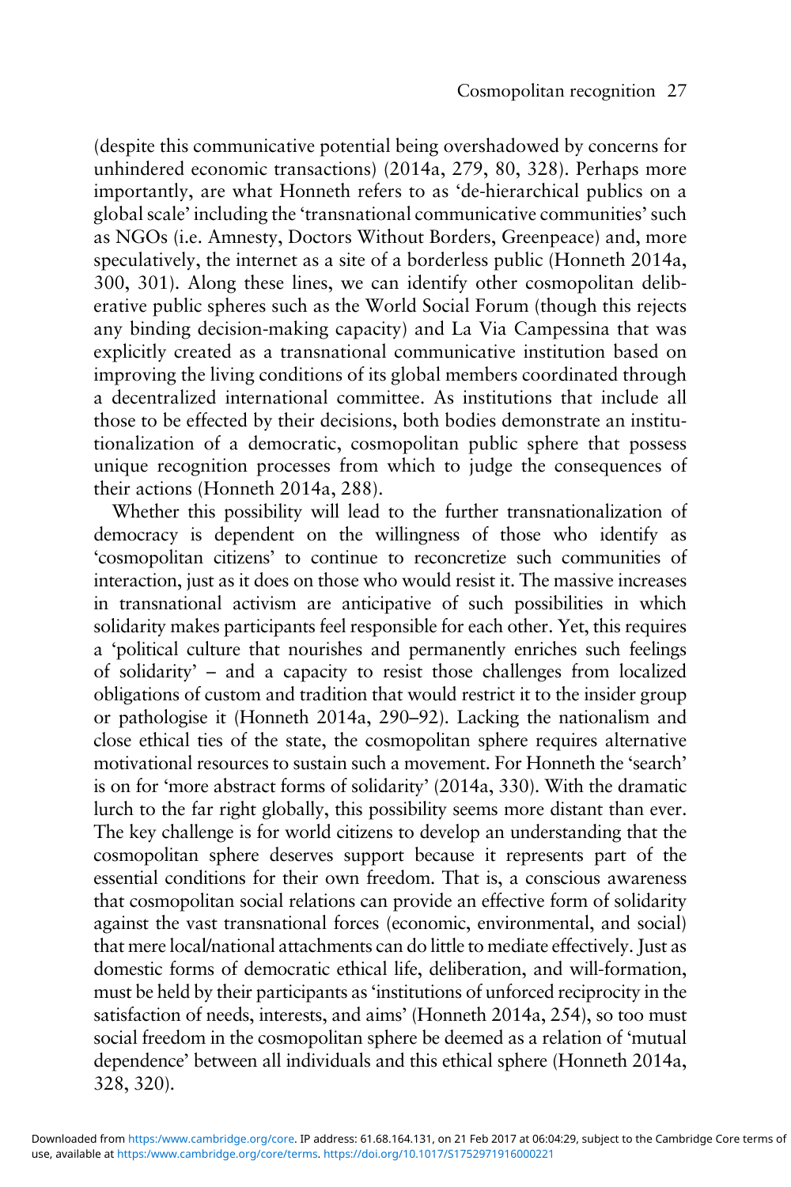(despite this communicative potential being overshadowed by concerns for unhindered economic transactions) (2014a, 279, 80, 328). Perhaps more importantly, are what Honneth refers to as 'de-hierarchical publics on a global scale' including the 'transnational communicative communities' such as NGOs (i.e. Amnesty, Doctors Without Borders, Greenpeace) and, more speculatively, the internet as a site of a borderless public (Honneth 2014a, 300, 301). Along these lines, we can identify other cosmopolitan deliberative public spheres such as the World Social Forum (though this rejects any binding decision-making capacity) and La Via Campessina that was explicitly created as a transnational communicative institution based on improving the living conditions of its global members coordinated through a decentralized international committee. As institutions that include all those to be effected by their decisions, both bodies demonstrate an institutionalization of a democratic, cosmopolitan public sphere that possess unique recognition processes from which to judge the consequences of their actions (Honneth 2014a, 288).

Whether this possibility will lead to the further transnationalization of democracy is dependent on the willingness of those who identify as 'cosmopolitan citizens' to continue to reconcretize such communities of interaction, just as it does on those who would resist it. The massive increases in transnational activism are anticipative of such possibilities in which solidarity makes participants feel responsible for each other. Yet, this requires a 'political culture that nourishes and permanently enriches such feelings of solidarity' – and a capacity to resist those challenges from localized obligations of custom and tradition that would restrict it to the insider group or pathologise it (Honneth 2014a, 290–92). Lacking the nationalism and close ethical ties of the state, the cosmopolitan sphere requires alternative motivational resources to sustain such a movement. For Honneth the 'search' is on for 'more abstract forms of solidarity' (2014a, 330). With the dramatic lurch to the far right globally, this possibility seems more distant than ever. The key challenge is for world citizens to develop an understanding that the cosmopolitan sphere deserves support because it represents part of the essential conditions for their own freedom. That is, a conscious awareness that cosmopolitan social relations can provide an effective form of solidarity against the vast transnational forces (economic, environmental, and social) that mere local/national attachments can do little to mediate effectively. Just as domestic forms of democratic ethical life, deliberation, and will-formation, must be held by their participants as 'institutions of unforced reciprocity in the satisfaction of needs, interests, and aims' (Honneth 2014a, 254), so too must social freedom in the cosmopolitan sphere be deemed as a relation of 'mutual dependence' between all individuals and this ethical sphere (Honneth 2014a, 328, 320).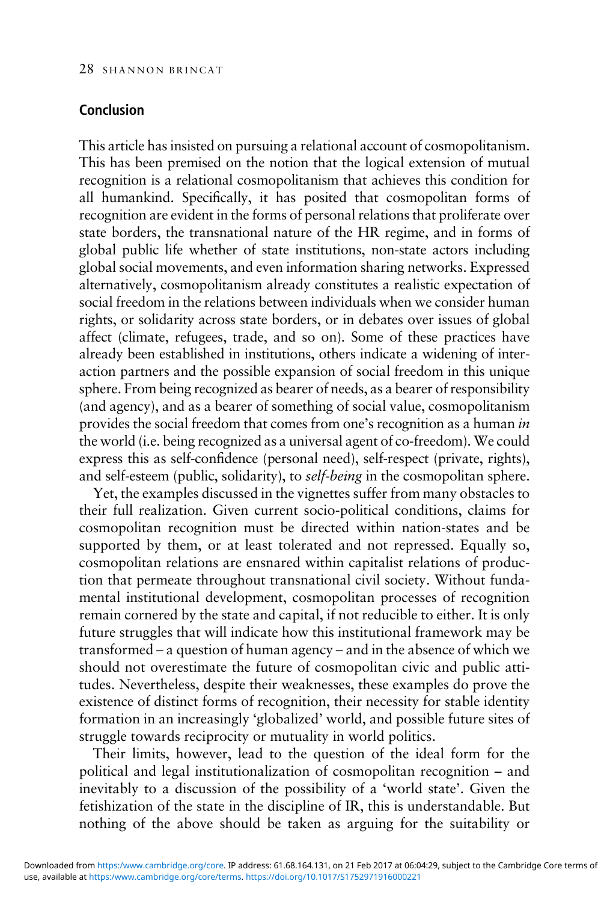## Conclusion

This article has insisted on pursuing a relational account of cosmopolitanism. This has been premised on the notion that the logical extension of mutual recognition is a relational cosmopolitanism that achieves this condition for all humankind. Specifically, it has posited that cosmopolitan forms of recognition are evident in the forms of personal relations that proliferate over state borders, the transnational nature of the HR regime, and in forms of global public life whether of state institutions, non-state actors including global social movements, and even information sharing networks. Expressed alternatively, cosmopolitanism already constitutes a realistic expectation of social freedom in the relations between individuals when we consider human rights, or solidarity across state borders, or in debates over issues of global affect (climate, refugees, trade, and so on). Some of these practices have already been established in institutions, others indicate a widening of interaction partners and the possible expansion of social freedom in this unique sphere. From being recognized as bearer of needs, as a bearer of responsibility (and agency), and as a bearer of something of social value, cosmopolitanism provides the social freedom that comes from one's recognition as a human *in* the world (i.e. being recognized as a universal agent of co-freedom). We could express this as self-confidence (personal need), self-respect (private, rights), and self-esteem (public, solidarity), to *self-being* in the cosmopolitan sphere.

Yet, the examples discussed in the vignettes suffer from many obstacles to their full realization. Given current socio-political conditions, claims for cosmopolitan recognition must be directed within nation-states and be supported by them, or at least tolerated and not repressed. Equally so, cosmopolitan relations are ensnared within capitalist relations of production that permeate throughout transnational civil society. Without fundamental institutional development, cosmopolitan processes of recognition remain cornered by the state and capital, if not reducible to either. It is only future struggles that will indicate how this institutional framework may be transformed – a question of human agency – and in the absence of which we should not overestimate the future of cosmopolitan civic and public attitudes. Nevertheless, despite their weaknesses, these examples do prove the existence of distinct forms of recognition, their necessity for stable identity formation in an increasingly 'globalized' world, and possible future sites of struggle towards reciprocity or mutuality in world politics.

Their limits, however, lead to the question of the ideal form for the political and legal institutionalization of cosmopolitan recognition – and inevitably to a discussion of the possibility of a 'world state'. Given the fetishization of the state in the discipline of IR, this is understandable. But nothing of the above should be taken as arguing for the suitability or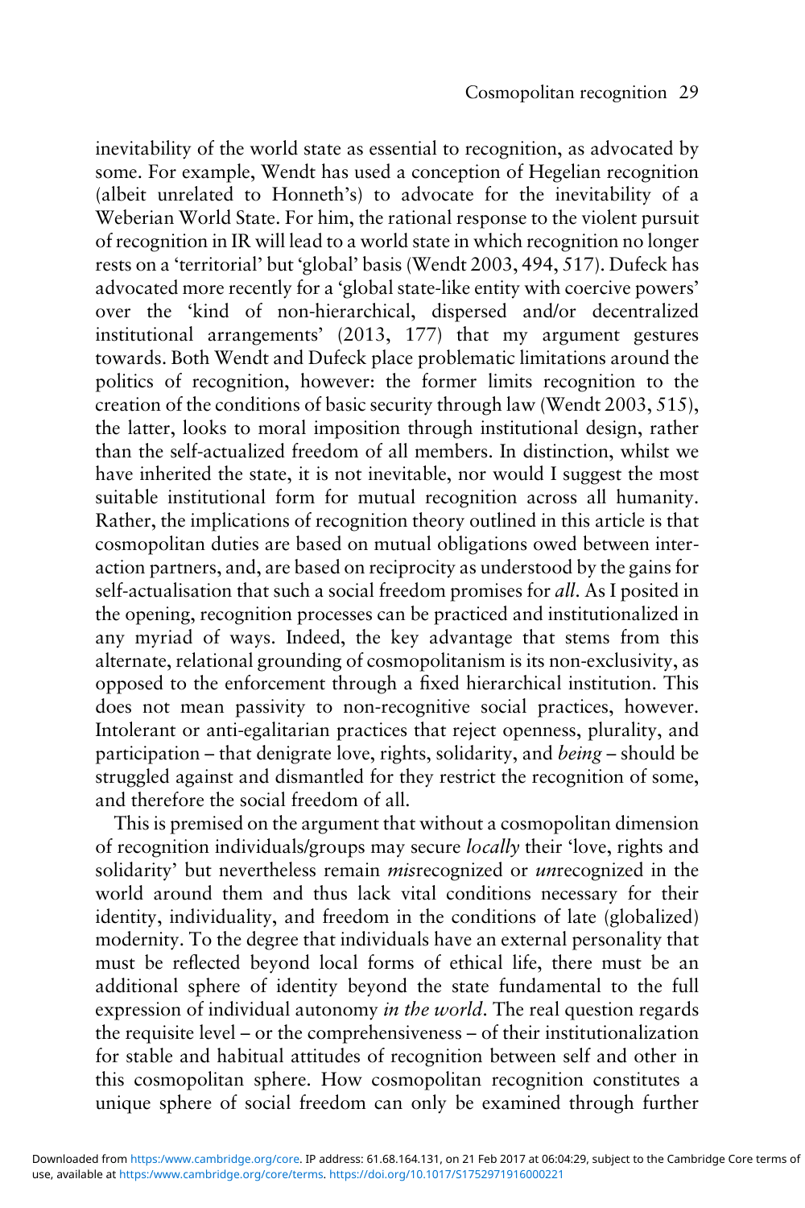inevitability of the world state as essential to recognition, as advocated by some. For example, Wendt has used a conception of Hegelian recognition (albeit unrelated to Honneth's) to advocate for the inevitability of a Weberian World State. For him, the rational response to the violent pursuit of recognition in IR will lead to a world state in which recognition no longer rests on a 'territorial' but 'global' basis (Wendt 2003, 494, 517). Dufeck has advocated more recently for a 'global state-like entity with coercive powers' over the 'kind of non-hierarchical, dispersed and/or decentralized institutional arrangements' (2013, 177) that my argument gestures towards. Both Wendt and Dufeck place problematic limitations around the politics of recognition, however: the former limits recognition to the creation of the conditions of basic security through law (Wendt 2003, 515), the latter, looks to moral imposition through institutional design, rather than the self-actualized freedom of all members. In distinction, whilst we have inherited the state, it is not inevitable, nor would I suggest the most suitable institutional form for mutual recognition across all humanity. Rather, the implications of recognition theory outlined in this article is that cosmopolitan duties are based on mutual obligations owed between interaction partners, and, are based on reciprocity as understood by the gains for self-actualisation that such a social freedom promises for *all*. As I posited in the opening, recognition processes can be practiced and institutionalized in any myriad of ways. Indeed, the key advantage that stems from this alternate, relational grounding of cosmopolitanism is its non-exclusivity, as opposed to the enforcement through a fixed hierarchical institution. This does not mean passivity to non-recognitive social practices, however. Intolerant or anti-egalitarian practices that reject openness, plurality, and participation – that denigrate love, rights, solidarity, and *being* – should be struggled against and dismantled for they restrict the recognition of some, and therefore the social freedom of all.

This is premised on the argument that without a cosmopolitan dimension of recognition individuals/groups may secure *locally* their 'love, rights and solidarity' but nevertheless remain *mis*recognized or *un*recognized in the world around them and thus lack vital conditions necessary for their identity, individuality, and freedom in the conditions of late (globalized) modernity. To the degree that individuals have an external personality that must be reflected beyond local forms of ethical life, there must be an additional sphere of identity beyond the state fundamental to the full expression of individual autonomy *in the world*. The real question regards the requisite level – or the comprehensiveness – of their institutionalization for stable and habitual attitudes of recognition between self and other in this cosmopolitan sphere. How cosmopolitan recognition constitutes a unique sphere of social freedom can only be examined through further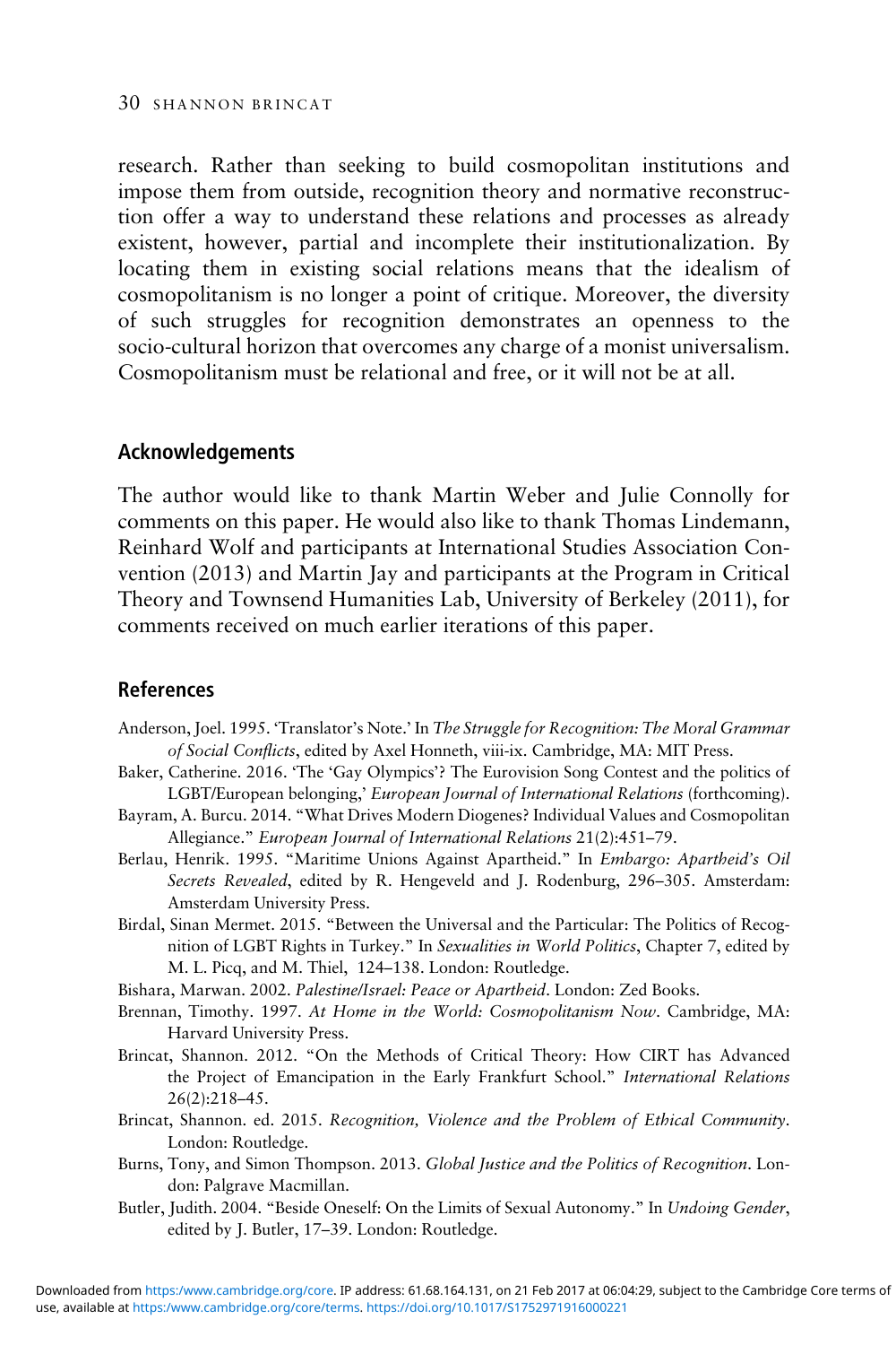research. Rather than seeking to build cosmopolitan institutions and impose them from outside, recognition theory and normative reconstruction offer a way to understand these relations and processes as already existent, however, partial and incomplete their institutionalization. By locating them in existing social relations means that the idealism of cosmopolitanism is no longer a point of critique. Moreover, the diversity of such struggles for recognition demonstrates an openness to the socio-cultural horizon that overcomes any charge of a monist universalism. Cosmopolitanism must be relational and free, or it will not be at all.

## Acknowledgements

The author would like to thank Martin Weber and Julie Connolly for comments on this paper. He would also like to thank Thomas Lindemann, Reinhard Wolf and participants at International Studies Association Convention (2013) and Martin Jay and participants at the Program in Critical Theory and Townsend Humanities Lab, University of Berkeley (2011), for comments received on much earlier iterations of this paper.

## References

Anderson, Joel. 1995. 'Translator's Note.' In *The Struggle for Recognition: The Moral Grammar of Social Conflicts*, edited by Axel Honneth, viii-ix. Cambridge, MA: MIT Press.

Baker, Catherine. 2016. 'The 'Gay Olympics'? The Eurovision Song Contest and the politics of LGBT/European belonging,' *European Journal of International Relations* (forthcoming).

Bayram, A. Burcu. 2014. "What Drives Modern Diogenes? Individual Values and Cosmopolitan Allegiance." *European Journal of International Relations* 21(2):451–79.

Berlau, Henrik. 1995. "Maritime Unions Against Apartheid." In *Embargo: Apartheid's Oil Secrets Revealed*, edited by R. Hengeveld and J. Rodenburg, 296–305. Amsterdam: Amsterdam University Press.

Birdal, Sinan Mermet. 2015. "Between the Universal and the Particular: The Politics of Recognition of LGBT Rights in Turkey." In *Sexualities in World Politics*, Chapter 7, edited by M. L. Picq, and M. Thiel, 124–138. London: Routledge.

Bishara, Marwan. 2002. *Palestine/Israel: Peace or Apartheid*. London: Zed Books.

Brennan, Timothy. 1997. *At Home in the World: Cosmopolitanism Now*. Cambridge, MA: Harvard University Press.

Brincat, Shannon. 2012. "On the Methods of Critical Theory: How CIRT has Advanced the Project of Emancipation in the Early Frankfurt School." *International Relations* 26(2):218–45.

Brincat, Shannon. ed. 2015. *Recognition, Violence and the Problem of Ethical Community*. London: Routledge.

Burns, Tony, and Simon Thompson. 2013. *Global Justice and the Politics of Recognition*. London: Palgrave Macmillan.

Butler, Judith. 2004. "Beside Oneself: On the Limits of Sexual Autonomy." In *Undoing Gender*, edited by J. Butler, 17–39. London: Routledge.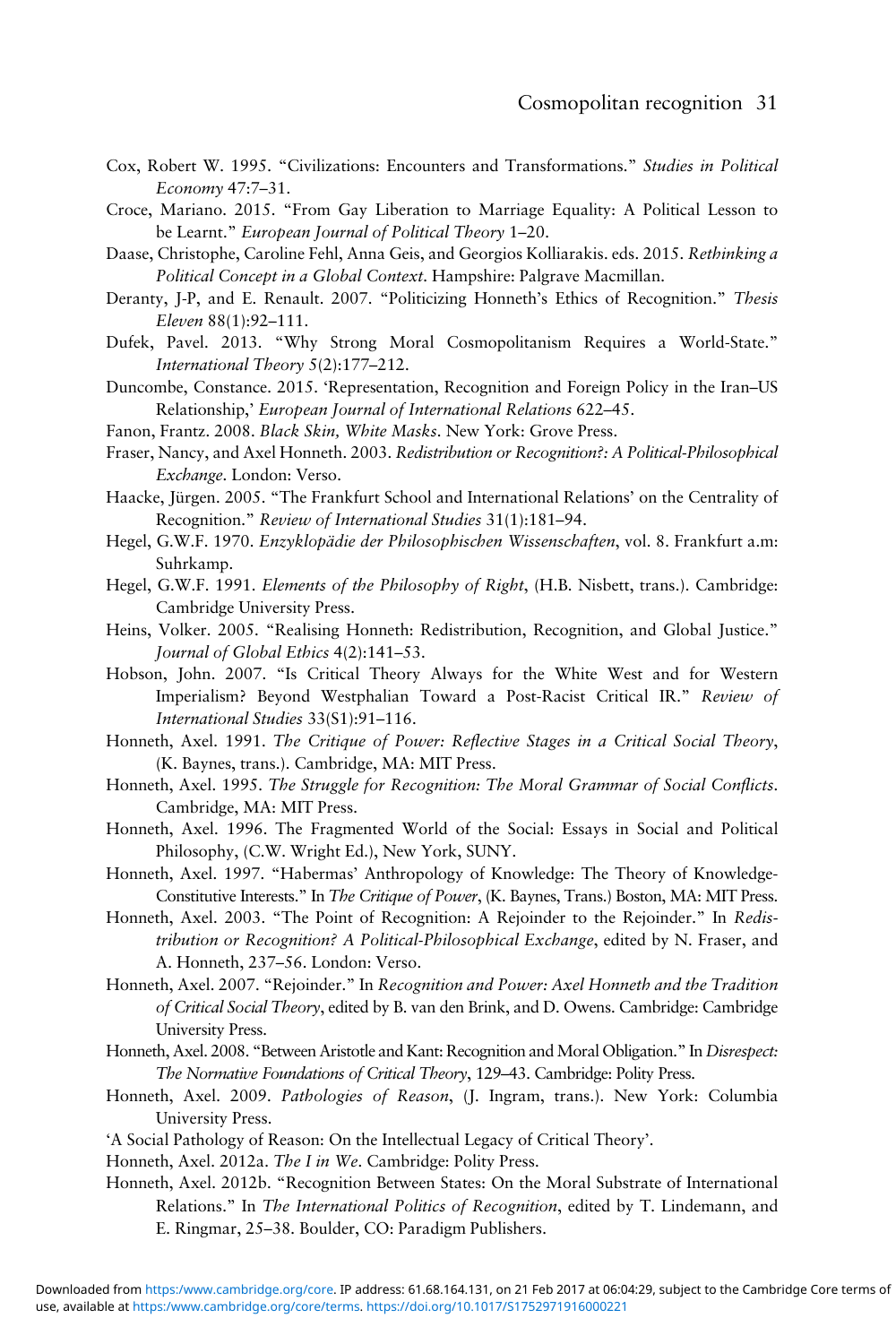Cox, Robert W. 1995. "Civilizations: Encounters and Transformations." *Studies in Political Economy* 47:7–31.

Croce, Mariano. 2015. "From Gay Liberation to Marriage Equality: A Political Lesson to be Learnt." *European Journal of Political Theory* 1–20.

Daase, Christophe, Caroline Fehl, Anna Geis, and Georgios Kolliarakis. eds. 2015. *Rethinking a Political Concept in a Global Context*. Hampshire: Palgrave Macmillan.

Deranty, J-P, and E. Renault. 2007. "Politicizing Honneth's Ethics of Recognition." *Thesis Eleven* 88(1):92–111.

Dufek, Pavel. 2013. "Why Strong Moral Cosmopolitanism Requires a World-State." *International Theory* 5(2):177–212.

Duncombe, Constance. 2015. 'Representation, Recognition and Foreign Policy in the Iran–US Relationship,' *European Journal of International Relations* 622–45.

Fanon, Frantz. 2008. *Black Skin, White Masks*. New York: Grove Press.

Fraser, Nancy, and Axel Honneth. 2003. *Redistribution or Recognition?: A Political-Philosophical Exchange*. London: Verso.

Haacke, Jürgen. 2005. "The Frankfurt School and International Relations' on the Centrality of Recognition." *Review of International Studies* 31(1):181–94.

Hegel, G.W.F. 1970. *Enzyklopädie der Philosophischen Wissenschaften*, vol. 8. Frankfurt a.m: Suhrkamp.

Hegel, G.W.F. 1991. *Elements of the Philosophy of Right*, (H.B. Nisbett, trans.). Cambridge: Cambridge University Press.

Heins, Volker. 2005. "Realising Honneth: Redistribution, Recognition, and Global Justice." *Journal of Global Ethics* 4(2):141–53.

Hobson, John. 2007. "Is Critical Theory Always for the White West and for Western Imperialism? Beyond Westphalian Toward a Post-Racist Critical IR." *Review of International Studies* 33(S1):91–116.

Honneth, Axel. 1991. *The Critique of Power: Reflective Stages in a Critical Social Theory*, (K. Baynes, trans.). Cambridge, MA: MIT Press.

Honneth, Axel. 1995. *The Struggle for Recognition: The Moral Grammar of Social Conflicts*. Cambridge, MA: MIT Press.

Honneth, Axel. 1996. The Fragmented World of the Social: Essays in Social and Political Philosophy, (C.W. Wright Ed.), New York, SUNY.

Honneth, Axel. 1997. "Habermas' Anthropology of Knowledge: The Theory of Knowledge-Constitutive Interests." In *The Critique of Power*, (K. Baynes, Trans.) Boston, MA: MIT Press.

Honneth, Axel. 2003. "The Point of Recognition: A Rejoinder to the Rejoinder." In *Redistribution or Recognition? A Political-Philosophical Exchange*, edited by N. Fraser, and A. Honneth, 237–56. London: Verso.

Honneth, Axel. 2007. "Rejoinder." In *Recognition and Power: Axel Honneth and the Tradition of Critical Social Theory*, edited by B. van den Brink, and D. Owens. Cambridge: Cambridge University Press.

Honneth, Axel. 2008. "Between Aristotle and Kant: Recognition and Moral Obligation." In *Disrespect: The Normative Foundations of Critical Theory*, 129–43. Cambridge: Polity Press.

Honneth, Axel. 2009. *Pathologies of Reason*, (J. Ingram, trans.). New York: Columbia University Press.

'A Social Pathology of Reason: On the Intellectual Legacy of Critical Theory'.

Honneth, Axel. 2012a. *The I in We*. Cambridge: Polity Press.

Honneth, Axel. 2012b. "Recognition Between States: On the Moral Substrate of International Relations." In *The International Politics of Recognition*, edited by T. Lindemann, and E. Ringmar, 25–38. Boulder, CO: Paradigm Publishers.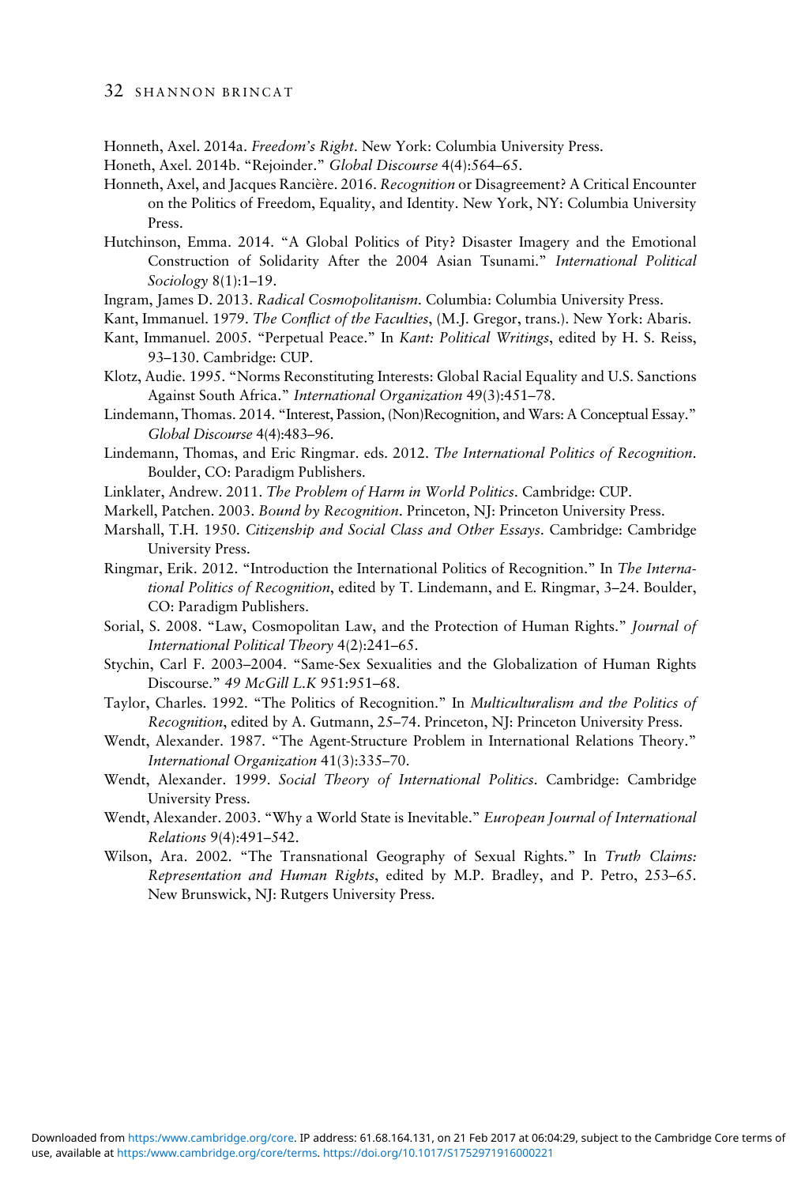Honneth, Axel. 2014a. *Freedom's Right*. New York: Columbia University Press.

Honeth, Axel. 2014b. "Rejoinder." *Global Discourse* 4(4):564–65.

Honneth, Axel, and Jacques Rancière. 2016. *Recognition* or Disagreement? A Critical Encounter on the Politics of Freedom, Equality, and Identity. New York, NY: Columbia University Press.

Hutchinson, Emma. 2014. "A Global Politics of Pity? Disaster Imagery and the Emotional Construction of Solidarity After the 2004 Asian Tsunami." *International Political Sociology* 8(1):1–19.

Ingram, James D. 2013. *Radical Cosmopolitanism*. Columbia: Columbia University Press.

Kant, Immanuel. 1979. *The Conflict of the Faculties*, (M.J. Gregor, trans.). New York: Abaris.

Kant, Immanuel. 2005. "Perpetual Peace." In *Kant: Political Writings*, edited by H. S. Reiss, 93–130. Cambridge: CUP.

Klotz, Audie. 1995. "Norms Reconstituting Interests: Global Racial Equality and U.S. Sanctions Against South Africa." *International Organization* 49(3):451–78.

Lindemann, Thomas. 2014. "Interest, Passion, (Non)Recognition, and Wars: A Conceptual Essay." *Global Discourse* 4(4):483–96.

Lindemann, Thomas, and Eric Ringmar. eds. 2012. *The International Politics of Recognition*. Boulder, CO: Paradigm Publishers.

Linklater, Andrew. 2011. *The Problem of Harm in World Politics*. Cambridge: CUP.

Markell, Patchen. 2003. *Bound by Recognition*. Princeton, NJ: Princeton University Press.

Marshall, T.H. 1950. *Citizenship and Social Class and Other Essays*. Cambridge: Cambridge University Press.

Ringmar, Erik. 2012. "Introduction the International Politics of Recognition." In *The International Politics of Recognition*, edited by T. Lindemann, and E. Ringmar, 3–24. Boulder, CO: Paradigm Publishers.

Sorial, S. 2008. "Law, Cosmopolitan Law, and the Protection of Human Rights." *Journal of International Political Theory* 4(2):241–65.

Stychin, Carl F. 2003–2004. "Same-Sex Sexualities and the Globalization of Human Rights Discourse." *49 McGill L.K* 951:951–68.

Taylor, Charles. 1992. "The Politics of Recognition." In *Multiculturalism and the Politics of Recognition*, edited by A. Gutmann, 25–74. Princeton, NJ: Princeton University Press.

Wendt, Alexander. 1987. "The Agent-Structure Problem in International Relations Theory." *International Organization* 41(3):335–70.

Wendt, Alexander. 1999. *Social Theory of International Politics*. Cambridge: Cambridge University Press.

Wendt, Alexander. 2003. "Why a World State is Inevitable." *European Journal of International Relations* 9(4):491–542.

Wilson, Ara. 2002. "The Transnational Geography of Sexual Rights." In *Truth Claims: Representation and Human Rights*, edited by M.P. Bradley, and P. Petro, 253–65. New Brunswick, NJ: Rutgers University Press.